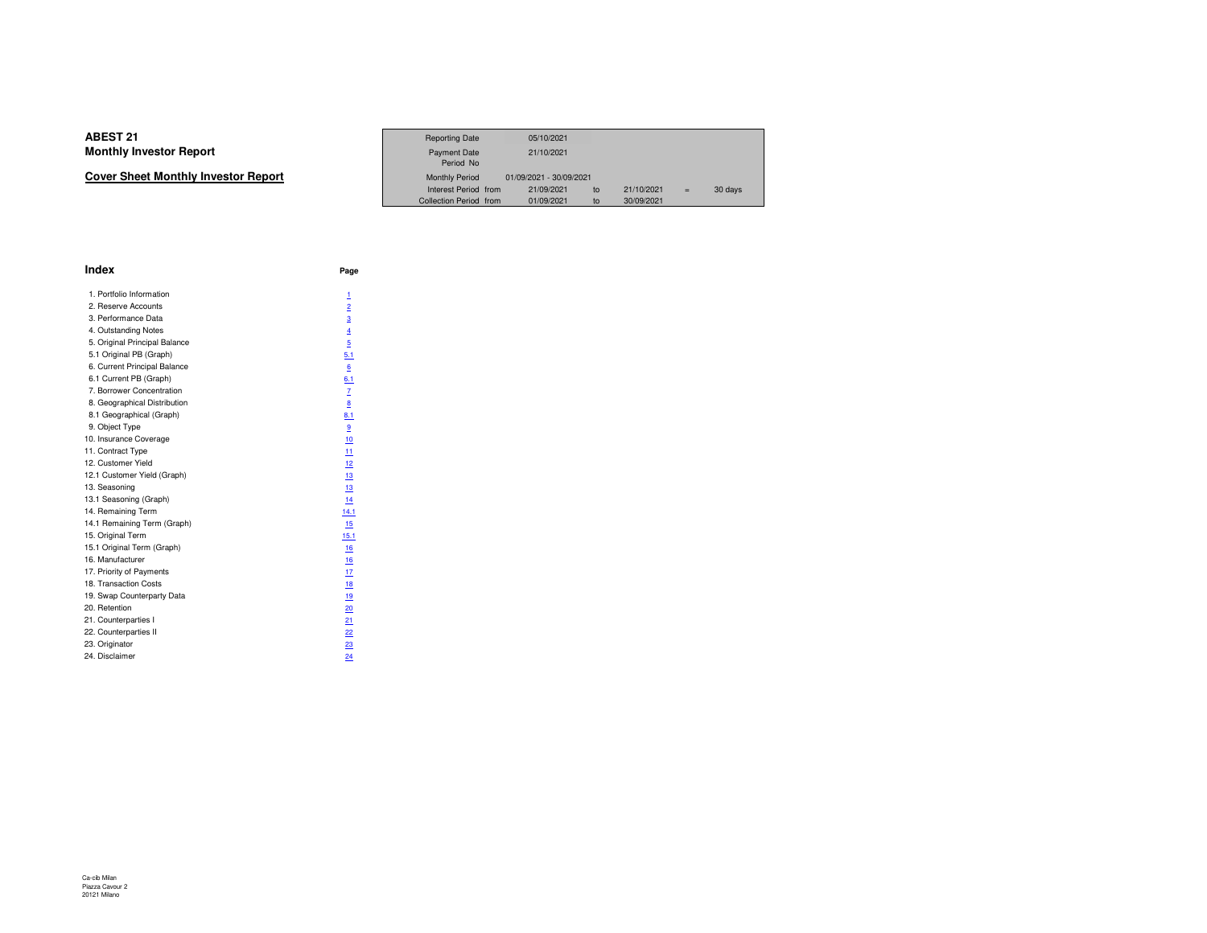# ABEST 21
## Monthly Investor Report

**Cover Sheet Monthly Investor Report**

| | | | | | | |
|---|---|---|---|---|---|---|
| Reporting Date | | 05/10/2021 | | | | |
| Payment Date | | 21/10/2021 | | | | |
| Period No | | | | | | |
| Monthly Period | | 01/09/2021 - 30/09/2021 | | | | |
| Interest Period | from | 21/09/2021 | to | 21/10/2021 | = | 30 days |
| Collection Period | from | 01/09/2021 | to | 30/09/2021 | | |

## Index

| | Page |
|---|---|
| 1. Portfolio Information | 1 |
| 2. Reserve Accounts | 2 |
| 3. Performance Data | 3 |
| 4. Outstanding Notes | 4 |
| 5. Original Principal Balance | 5 |
| 5.1 Original PB (Graph) | 5.1 |
| 6. Current Principal Balance | 6 |
| 6.1 Current PB (Graph) | 6.1 |
| 7. Borrower Concentration | 7 |
| 8. Geographical Distribution | 8 |
| 8.1 Geographical (Graph) | 8.1 |
| 9. Object Type | 9 |
| 10. Insurance Coverage | 10 |
| 11. Contract Type | 11 |
| 12. Customer Yield | 12 |
| 12.1 Customer Yield (Graph) | 13 |
| 13. Seasoning | 13 |
| 13.1 Seasoning (Graph) | 14 |
| 14. Remaining Term | 14.1 |
| 14.1 Remaining Term (Graph) | 15 |
| 15. Original Term | 15.1 |
| 15.1 Original Term (Graph) | 16 |
| 16. Manufacturer | 16 |
| 17. Priority of Payments | 17 |
| 18. Transaction Costs | 18 |
| 19. Swap Counterparty Data | 19 |
| 20. Retention | 20 |
| 21. Counterparties I | 21 |
| 22. Counterparties II | 22 |
| 23. Originator | 23 |
| 24. Disclaimer | 24 |

Ca-cib Milan
Piazza Cavour 2
20121 Milano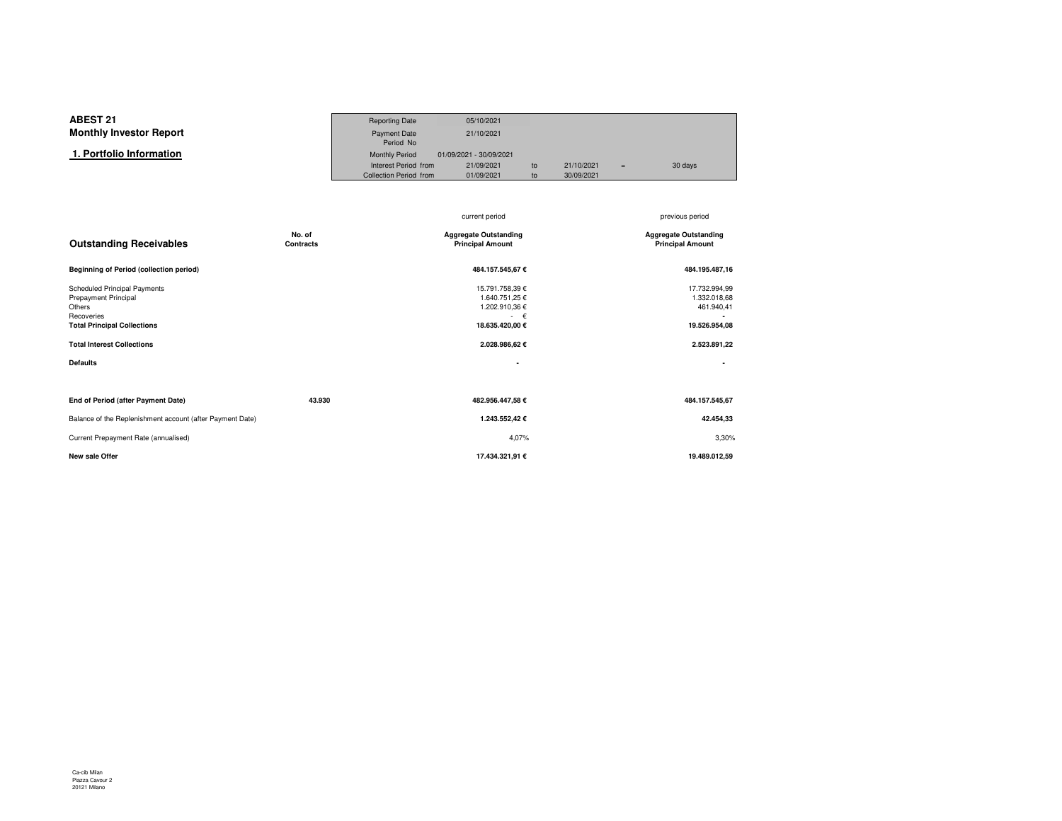**ABEST 21**
**Monthly Investor Report**

## 1. Portfolio Information

| | | | | | |
|---|---|---|---|---|---|
| Reporting Date | 05/10/2021 | | | | |
| Payment Date | 21/10/2021 | | | | |
| Period No | | | | | |
| Monthly Period | 01/09/2021 - 30/09/2021 | | | | |
| Interest Period from | 21/09/2021 | to | 21/10/2021 | = | 30 days |
| Collection Period from | 01/09/2021 | to | 30/09/2021 | | |

| Outstanding Receivables | No. of Contracts | current period<br>Aggregate Outstanding Principal Amount | previous period<br>Aggregate Outstanding Principal Amount |
|---|---|---|---|
| **Beginning of Period (collection period)** | | **484.157.545,67 €** | **484.195.487,16** |
| Scheduled Principal Payments | | 15.791.758,39 € | 17.732.994,99 |
| Prepayment Principal | | 1.640.751,25 € | 1.332.018,68 |
| Others | | 1.202.910,36 € | 461.940,41 |
| Recoveries | | - € | - |
| **Total Principal Collections** | | **18.635.420,00 €** | **19.526.954,08** |
| **Total Interest Collections** | | **2.028.986,62 €** | **2.523.891,22** |
| **Defaults** | | **-** | **-** |
| **End of Period (after Payment Date)** | **43.930** | **482.956.447,58 €** | **484.157.545,67** |
| Balance of the Replenishment account (after Payment Date) | | **1.243.552,42 €** | **42.454,33** |
| Current Prepayment Rate (annualised) | | 4,07% | 3,30% |
| **New sale Offer** | | **17.434.321,91 €** | **19.489.012,59** |

Ca-cib Milan
Piazza Cavour 2
20121 Milano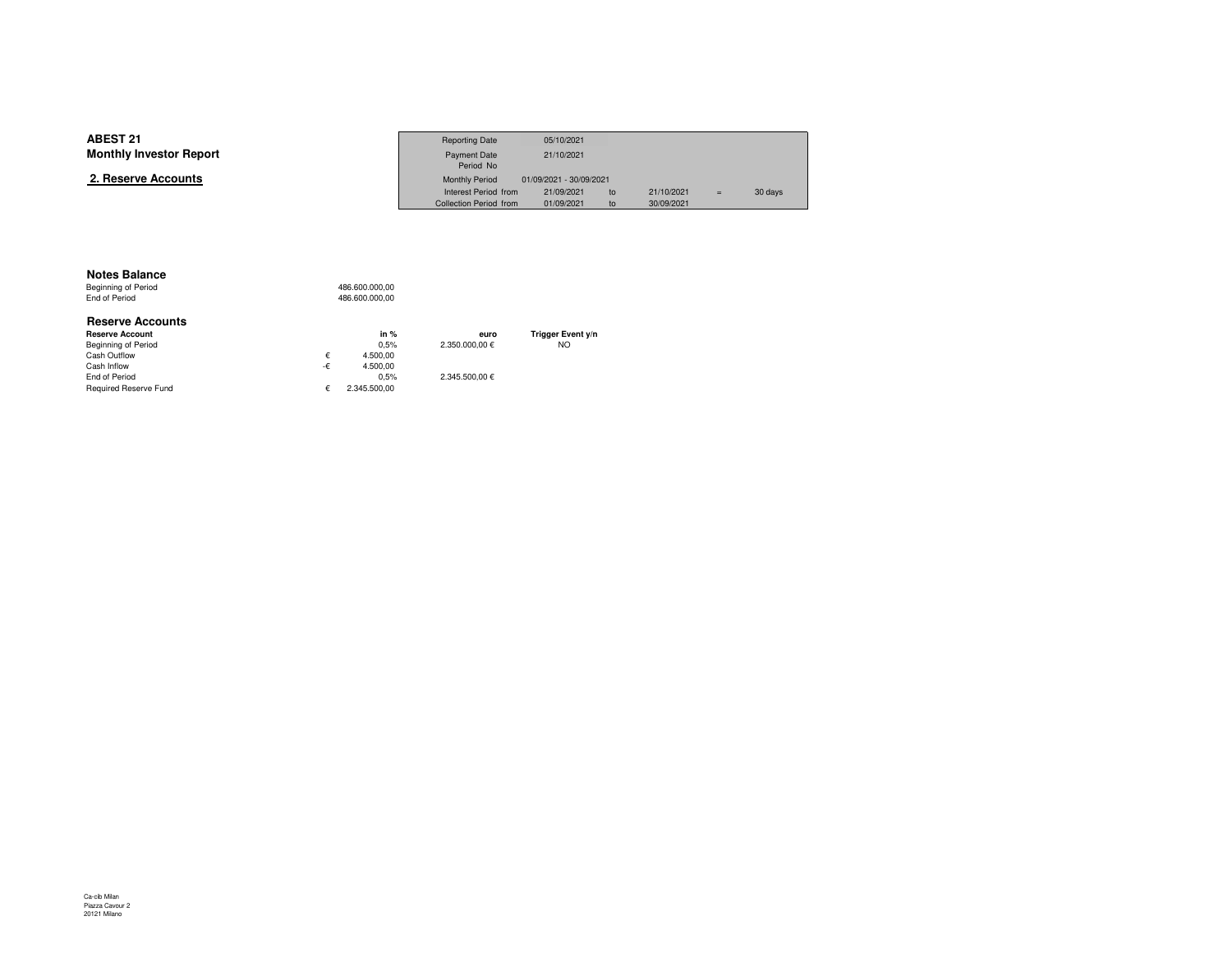**ABEST 21**
**Monthly Investor Report**

## 2. Reserve Accounts

| | | | | | | |
|---|---|---|---|---|---|---|
| Reporting Date | 05/10/2021 | | | | | |
| Payment Date | 21/10/2021 | | | | | |
| Period No | | | | | | |
| Monthly Period | 01/09/2021 - 30/09/2021 | | | | | |
| Interest Period from | 21/09/2021 | to | 21/10/2021 | = | 30 days |
| Collection Period from | 01/09/2021 | to | 30/09/2021 | | |

### Notes Balance

| | |
|---|---|
| Beginning of Period | 486.600.000,00 |
| End of Period | 486.600.000,00 |

### Reserve Accounts

| Reserve Account | | in % | euro | Trigger Event y/n |
|---|---|---|---|---|
| Beginning of Period | | 0,5% | 2.350.000,00 € | NO |
| Cash Outflow | € | 4.500,00 | | |
| Cash Inflow | -€ | 4.500,00 | | |
| End of Period | | 0,5% | 2.345.500,00 € | |
| Required Reserve Fund | € | 2.345.500,00 | | |

Ca-cib Milan
Piazza Cavour 2
20121 Milano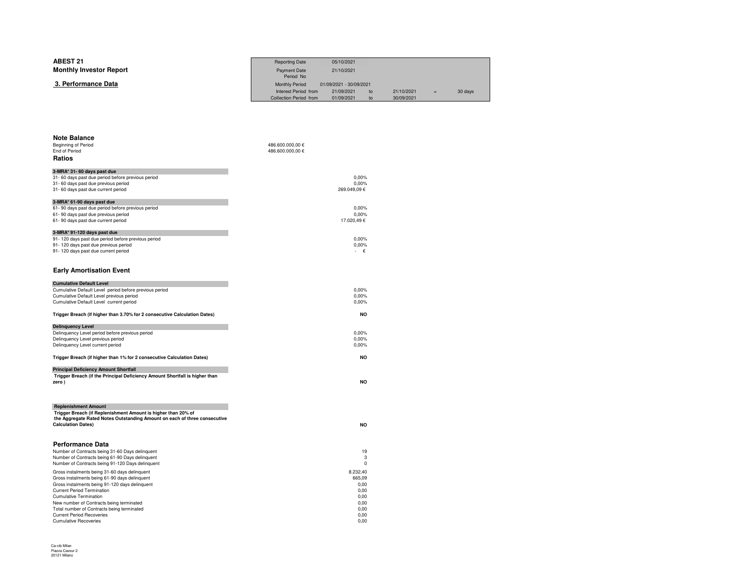**ABEST 21**

**Monthly Investor Report**

**3. Performance Data**

| | | | | | |
|---|---|---|---|---|---|
| Reporting Date | 05/10/2021 | | | | |
| Payment Date | 21/10/2021 | | | | |
| Period No | | | | | |
| Monthly Period | 01/09/2021 - 30/09/2021 | | | | |
| Interest Period from | 21/09/2021 | to | 21/10/2021 | = | 30 days |
| Collection Period from | 01/09/2021 | to | 30/09/2021 | | |

### Note Balance

| | |
|---|---|
| Beginning of Period | 486.600.000,00 € |
| End of Period | 486.600.000,00 € |

### Ratios

| **3-MRA* 31- 60 days past due** | |
|---|---|
| 31- 60 days past due period before previous period | 0,00% |
| 31- 60 days past due previous period | 0,00% |
| 31- 60 days past due current period | 269.049,09 € |

| **3-MRA* 61-90 days past due** | |
|---|---|
| 61- 90 days past due period before previous period | 0,00% |
| 61- 90 days past due previous period | 0,00% |
| 61- 90 days past due current period | 17.020,49 € |

| **3-MRA* 91-120 days past due** | |
|---|---|
| 91- 120 days past due period before previous period | 0,00% |
| 91- 120 days past due previous period | 0,00% |
| 91- 120 days past due current period | - € |

### Early Amortisation Event

| **Cumulative Default Level** | |
|---|---|
| Cumulative Default Level period before previous period | 0,00% |
| Cumulative Default Level previous period | 0,00% |
| Cumulative Default Level current period | 0,00% |
| **Trigger Breach (if higher than 3.70% for 2 consecutive Calculation Dates)** | **NO** |

| **Delinquency Level** | |
|---|---|
| Delinquency Level period before previous period | 0,00% |
| Delinquency Level previous period | 0,00% |
| Delinquency Level current period | 0,00% |
| **Trigger Breach (if higher than 1% for 2 consecutive Calculation Dates)** | **NO** |

| **Principal Deficiency Amount Shortfall** | |
|---|---|
| **Trigger Breach (if the Principal Deficiency Amount Shortfall is higher than zero )** | **NO** |

| **Replenishment Amount** | |
|---|---|
| **Trigger Breach (if Replenishment Amount is higher than 20% of the Aggregate Rated Notes Outstanding Amount on each of three consecutive Calculation Dates)** | **NO** |

### Performance Data

| | |
|---|---|
| Number of Contracts being 31-60 Days delinquent | 19 |
| Number of Contracts being 61-90 Days delinquent | 3 |
| Number of Contracts being 91-120 Days delinquent | 0 |
| Gross instalments being 31-60 days delinquent | 8.232,40 |
| Gross instalments being 61-90 days delinquent | 665,09 |
| Gross instalments being 91-120 days delinquent | 0,00 |
| Current Period Termination | 0,00 |
| Cumulative Termination | 0,00 |
| New number of Contracts being terminated | 0,00 |
| Total number of Contracts being terminated | 0,00 |
| Current Period Recoveries | 0,00 |
| Cumulative Recoveries | 0,00 |

Ca-cib Milan
Piazza Cavour 2
20121 Milano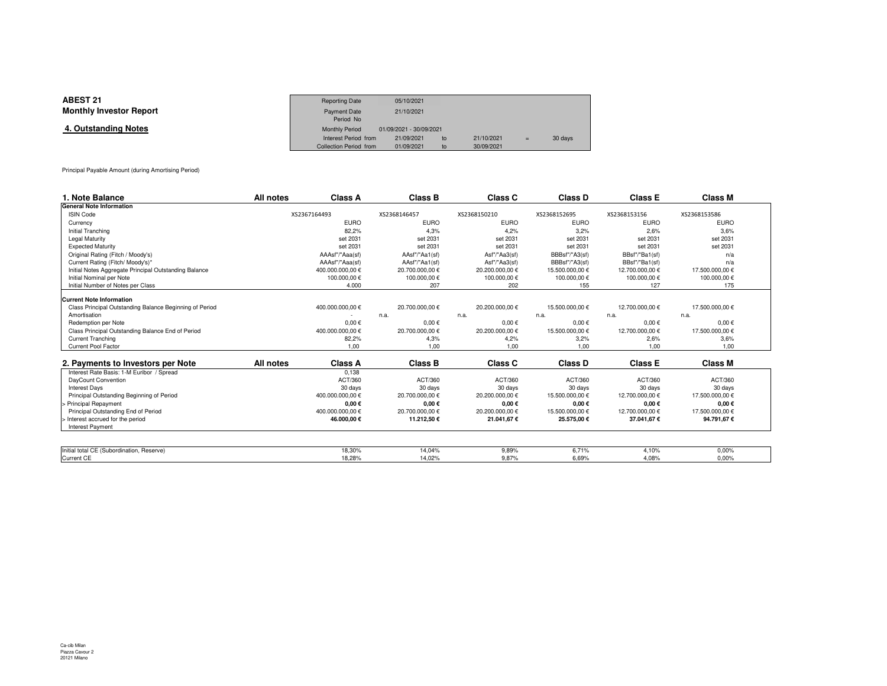**ABEST 21**
**Monthly Investor Report**

**4. Outstanding Notes**

| Reporting Date | 05/10/2021 | | | | |
|---|---|---|---|---|---|
| Payment Date | 21/10/2021 | | | | |
| Period No | | | | | |
| Monthly Period | 01/09/2021 - 30/09/2021 | | | | |
| Interest Period from | 21/09/2021 | to | 21/10/2021 | = | 30 days |
| Collection Period from | 01/09/2021 | to | 30/09/2021 | | |

Principal Payable Amount (during Amortising Period)

| 1. Note Balance | All notes | Class A | Class B | Class C | Class D | Class E | Class M |
|---|---|---|---|---|---|---|---|
| **General Note Information** | | | | | | | |
| ISIN Code | | XS2367164493 | XS2368146457 | XS2368150210 | XS2368152695 | XS2368153156 | XS2368153586 |
| Currency | | EURO | EURO | EURO | EURO | EURO | EURO |
| Initial Tranching | | 82,2% | 4,3% | 4,2% | 3,2% | 2,6% | 3,6% |
| Legal Maturity | | set 2031 | set 2031 | set 2031 | set 2031 | set 2031 | set 2031 |
| Expected Maturity | | set 2031 | set 2031 | set 2031 | set 2031 | set 2031 | set 2031 |
| Original Rating (Fitch / Moody's) | | AAAsf"/"Aaa(sf) | AAsf"/"Aa1(sf) | Asf"/"Aa3(sf) | BBBsf"/"A3(sf) | BBsf"/"Ba1(sf) | n/a |
| Current Rating (Fitch/ Moody's)* | | AAAsf"/"Aaa(sf) | AAsf"/"Aa1(sf) | Asf"/"Aa3(sf) | BBBsf"/"A3(sf) | BBsf"/"Ba1(sf) | n/a |
| Initial Notes Aggregate Principal Outstanding Balance | | 400.000.000,00 € | 20.700.000,00 € | 20.200.000,00 € | 15.500.000,00 € | 12.700.000,00 € | 17.500.000,00 € |
| Initial Nominal per Note | | 100.000,00 € | 100.000,00 € | 100.000,00 € | 100.000,00 € | 100.000,00 € | 100.000,00 € |
| Initial Number of Notes per Class | | 4.000 | 207 | 202 | 155 | 127 | 175 |
| **Current Note Information** | | | | | | | |
| Class Principal Outstanding Balance Beginning of Period | | 400.000.000,00 € | 20.700.000,00 € | 20.200.000,00 € | 15.500.000,00 € | 12.700.000,00 € | 17.500.000,00 € |
| Amortisation | | - | n.a. | n.a. | n.a. | n.a. | n.a. |
| Redemption per Note | | 0,00 € | 0,00 € | 0,00 € | 0,00 € | 0,00 € | 0,00 € |
| Class Principal Outstanding Balance End of Period | | 400.000.000,00 € | 20.700.000,00 € | 20.200.000,00 € | 15.500.000,00 € | 12.700.000,00 € | 17.500.000,00 € |
| Current Tranching | | 82,2% | 4,3% | 4,2% | 3,2% | 2,6% | 3,6% |
| Current Pool Factor | | 1,00 | 1,00 | 1,00 | 1,00 | 1,00 | 1,00 |

| 2. Payments to Investors per Note | All notes | Class A | Class B | Class C | Class D | Class E | Class M |
|---|---|---|---|---|---|---|---|
| Interest Rate Basis: 1-M Euribor / Spread | | 0,138 | | | | | |
| DayCount Convention | | ACT/360 | ACT/360 | ACT/360 | ACT/360 | ACT/360 | ACT/360 |
| Interest Days | | 30 days | 30 days | 30 days | 30 days | 30 days | 30 days |
| Principal Outstanding Beginning of Period | | 400.000.000,00 € | 20.700.000,00 € | 20.200.000,00 € | 15.500.000,00 € | 12.700.000,00 € | 17.500.000,00 € |
| > Principal Repayment | | **0,00 €** | **0,00 €** | **0,00 €** | **0,00 €** | **0,00 €** | **0,00 €** |
| Principal Outstanding End of Period | | 400.000.000,00 € | 20.700.000,00 € | 20.200.000,00 € | 15.500.000,00 € | 12.700.000,00 € | 17.500.000,00 € |
| > Interest accrued for the period | | **46.000,00 €** | **11.212,50 €** | **21.041,67 €** | **25.575,00 €** | **37.041,67 €** | **94.791,67 €** |
| Interest Payment | | | | | | | |

| | Class A | Class B | Class C | Class D | Class E | Class M |
|---|---|---|---|---|---|---|
| Initial total CE (Subordination, Reserve) | 18,30% | 14,04% | 9,89% | 6,71% | 4,10% | 0,00% |
| Current CE | 18,28% | 14,02% | 9,87% | 6,69% | 4,08% | 0,00% |

Ca-cib Milan
Piazza Cavour 2
20121 Milano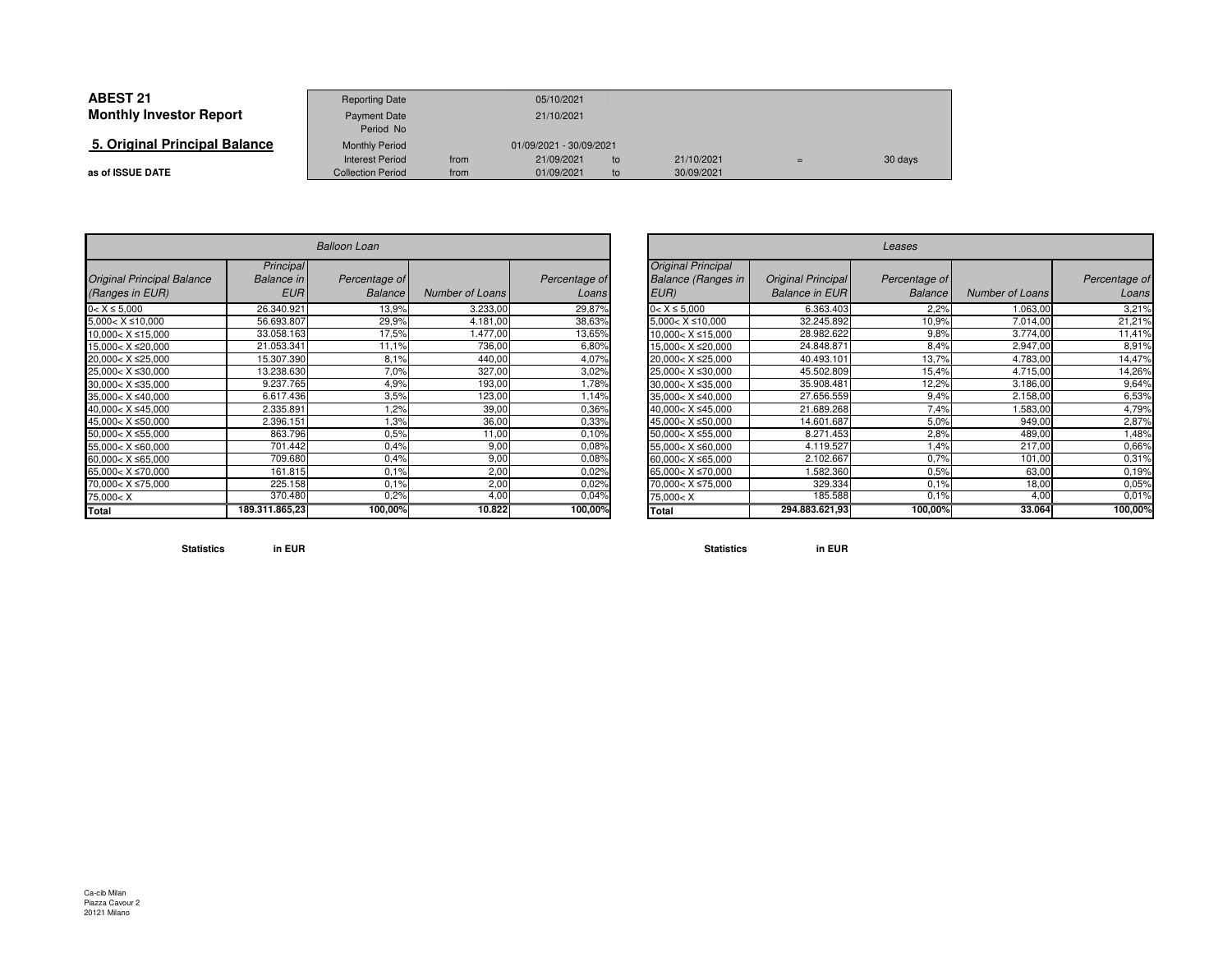**ABEST 21**
**Monthly Investor Report**

## 5. Original Principal Balance

**as of ISSUE DATE**

| Reporting Date | | 05/10/2021 | | | | |
|---|---|---|---|---|---|---|
| Payment Date | | 21/10/2021 | | | | |
| Period No | | | | | | |
| Monthly Period | | 01/09/2021 - 30/09/2021 | | | | |
| Interest Period | from | 21/09/2021 | to | 21/10/2021 | = | 30 days |
| Collection Period | from | 01/09/2021 | to | 30/09/2021 | | |

| *Balloon Loan* | | | | |
|---|---|---|---|---|
| *Original Principal Balance (Ranges in EUR)* | *Principal Balance in EUR* | *Percentage of Balance* | *Number of Loans* | *Percentage of Loans* |
| 0< X ≤ 5,000 | 26.340.921 | 13,9% | 3.233,00 | 29,87% |
| 5,000< X ≤10,000 | 56.693.807 | 29,9% | 4.181,00 | 38,63% |
| 10,000< X ≤15,000 | 33.058.163 | 17,5% | 1.477,00 | 13,65% |
| 15,000< X ≤20,000 | 21.053.341 | 11,1% | 736,00 | 6,80% |
| 20,000< X ≤25,000 | 15.307.390 | 8,1% | 440,00 | 4,07% |
| 25,000< X ≤30,000 | 13.238.630 | 7,0% | 327,00 | 3,02% |
| 30,000< X ≤35,000 | 9.237.765 | 4,9% | 193,00 | 1,78% |
| 35,000< X ≤40,000 | 6.617.436 | 3,5% | 123,00 | 1,14% |
| 40,000< X ≤45,000 | 2.335.891 | 1,2% | 39,00 | 0,36% |
| 45,000< X ≤50,000 | 2.396.151 | 1,3% | 36,00 | 0,33% |
| 50,000< X ≤55,000 | 863.796 | 0,5% | 11,00 | 0,10% |
| 55,000< X ≤60,000 | 701.442 | 0,4% | 9,00 | 0,08% |
| 60,000< X ≤65,000 | 709.680 | 0,4% | 9,00 | 0,08% |
| 65,000< X ≤70,000 | 161.815 | 0,1% | 2,00 | 0,02% |
| 70,000< X ≤75,000 | 225.158 | 0,1% | 2,00 | 0,02% |
| 75,000< X | 370.480 | 0,2% | 4,00 | 0,04% |
| **Total** | **189.311.865,23** | **100,00%** | **10.822** | **100,00%** |

**Statistics** **in EUR**

| *Leases* | | | | |
|---|---|---|---|---|
| *Original Principal Balance (Ranges in EUR)* | *Original Principal Balance in EUR* | *Percentage of Balance* | *Number of Loans* | *Percentage of Loans* |
| 0< X ≤ 5,000 | 6.363.403 | 2,2% | 1.063,00 | 3,21% |
| 5,000< X ≤10,000 | 32.245.892 | 10,9% | 7.014,00 | 21,21% |
| 10,000< X ≤15,000 | 28.982.622 | 9,8% | 3.774,00 | 11,41% |
| 15,000< X ≤20,000 | 24.848.871 | 8,4% | 2.947,00 | 8,91% |
| 20,000< X ≤25,000 | 40.493.101 | 13,7% | 4.783,00 | 14,47% |
| 25,000< X ≤30,000 | 45.502.809 | 15,4% | 4.715,00 | 14,26% |
| 30,000< X ≤35,000 | 35.908.481 | 12,2% | 3.186,00 | 9,64% |
| 35,000< X ≤40,000 | 27.656.559 | 9,4% | 2.158,00 | 6,53% |
| 40,000< X ≤45,000 | 21.689.268 | 7,4% | 1.583,00 | 4,79% |
| 45,000< X ≤50,000 | 14.601.687 | 5,0% | 949,00 | 2,87% |
| 50,000< X ≤55,000 | 8.271.453 | 2,8% | 489,00 | 1,48% |
| 55,000< X ≤60,000 | 4.119.527 | 1,4% | 217,00 | 0,66% |
| 60,000< X ≤65,000 | 2.102.667 | 0,7% | 101,00 | 0,31% |
| 65,000< X ≤70,000 | 1.582.360 | 0,5% | 63,00 | 0,19% |
| 70,000< X ≤75,000 | 329.334 | 0,1% | 18,00 | 0,05% |
| 75,000< X | 185.588 | 0,1% | 4,00 | 0,01% |
| **Total** | **294.883.621,93** | **100,00%** | **33.064** | **100,00%** |

**Statistics** **in EUR**

Ca-cib Milan
Piazza Cavour 2
20121 Milano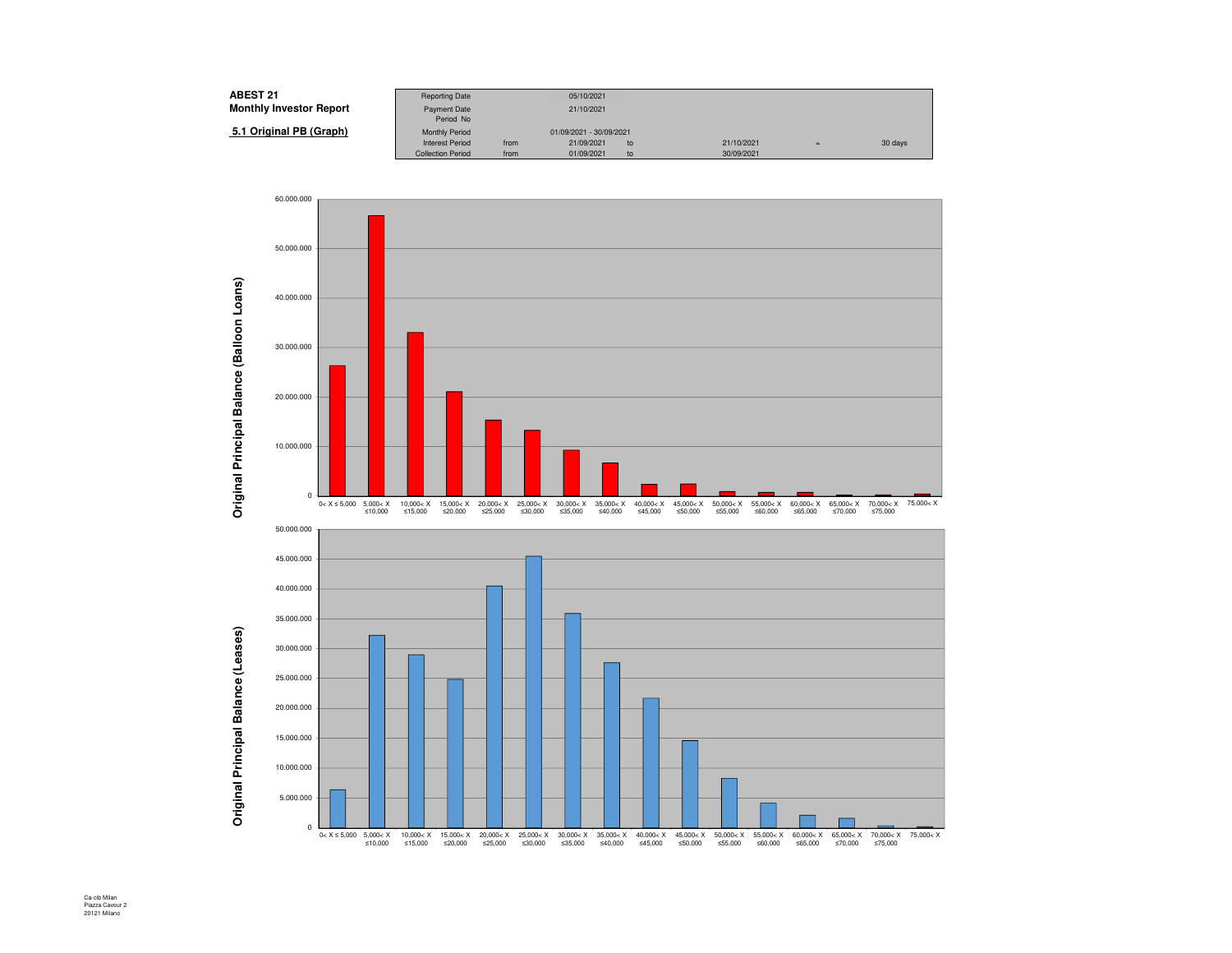**ABEST 21**
**Monthly Investor Report**

**5.1 Original PB (Graph)**

| | | | | | | |
|---|---|---|---|---|---|---|
| Reporting Date | | 05/10/2021 | | | | |
| Payment Date | | 21/10/2021 | | | | |
| Period No | | | | | | |
| Monthly Period | | 01/09/2021 - 30/09/2021 | | | | |
| Interest Period | from | 21/09/2021 | to | 21/10/2021 | = | 30 days |
| Collection Period | from | 01/09/2021 | to | 30/09/2021 | | |

Original Principal Balance (Balloon Loans)

| Range | Original Principal Balance (approx.) |
|---|---|
| 0< X ≤ 5,000 | 26.300.000 |
| 5,000< X ≤10,000 | 56.700.000 |
| 10,000< X ≤15,000 | 33.000.000 |
| 15,000< X ≤20,000 | 21.100.000 |
| 20,000< X ≤25,000 | 15.300.000 |
| 25,000< X ≤30,000 | 13.300.000 |
| 30,000< X ≤35,000 | 9.200.000 |
| 35,000< X ≤40,000 | 6.600.000 |
| 40,000< X ≤45,000 | 2.300.000 |
| 45,000< X ≤50,000 | 2.400.000 |
| 50,000< X ≤55,000 | 900.000 |
| 55,000< X ≤60,000 | 700.000 |
| 60,000< X ≤65,000 | 700.000 |
| 65,000< X ≤70,000 | 200.000 |
| 70,000< X ≤75,000 | 200.000 |
| 75,000< X | 400.000 |

Original Principal Balance (Leases)

| Range | Original Principal Balance (approx.) |
|---|---|
| 0< X ≤ 5,000 | 6.400.000 |
| 5,000< X ≤10,000 | 32.200.000 |
| 10,000< X ≤15,000 | 29.000.000 |
| 15,000< X ≤20,000 | 24.800.000 |
| 20,000< X ≤25,000 | 40.500.000 |
| 25,000< X ≤30,000 | 45.500.000 |
| 30,000< X ≤35,000 | 35.900.000 |
| 35,000< X ≤40,000 | 27.600.000 |
| 40,000< X ≤45,000 | 21.700.000 |
| 45,000< X ≤50,000 | 14.600.000 |
| 50,000< X ≤55,000 | 8.300.000 |
| 55,000< X ≤60,000 | 4.200.000 |
| 60,000< X ≤65,000 | 2.100.000 |
| 65,000< X ≤70,000 | 1.700.000 |
| 70,000< X ≤75,000 | 400.000 |
| 75,000< X | 200.000 |

Ca-cib Milan
Piazza Cavour 2
20121 Milano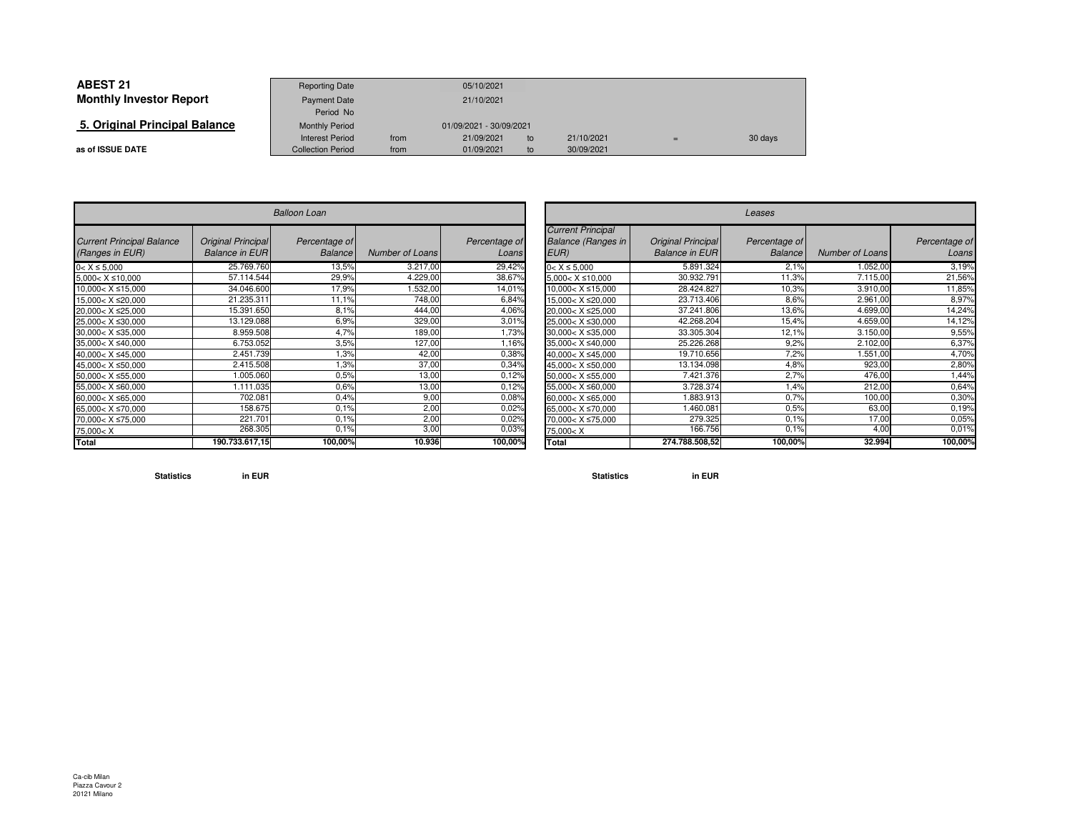# ABEST 21
## Monthly Investor Report

## 5. Original Principal Balance

**as of ISSUE DATE**

| | | | | | |
|---|---|---|---|---|---|
| Reporting Date | | 05/10/2021 | | | |
| Payment Date | | 21/10/2021 | | | |
| Period No | | | | | |
| Monthly Period | | 01/09/2021 - 30/09/2021 | | | |
| Interest Period | from | 21/09/2021 | to | 21/10/2021 | = 30 days |
| Collection Period | from | 01/09/2021 | to | 30/09/2021 | |

| *Balloon Loan* | | | | |
|---|---|---|---|---|
| *Current Principal Balance (Ranges in EUR)* | *Original Principal Balance in EUR* | *Percentage of Balance* | *Number of Loans* | *Percentage of Loans* |
| 0< X ≤ 5,000 | 25.769.760 | 13,5% | 3.217,00 | 29,42% |
| 5,000< X ≤10,000 | 57.114.544 | 29,9% | 4.229,00 | 38,67% |
| 10,000< X ≤15,000 | 34.046.600 | 17,9% | 1.532,00 | 14,01% |
| 15,000< X ≤20,000 | 21.235.311 | 11,1% | 748,00 | 6,84% |
| 20,000< X ≤25,000 | 15.391.650 | 8,1% | 444,00 | 4,06% |
| 25,000< X ≤30,000 | 13.129.088 | 6,9% | 329,00 | 3,01% |
| 30,000< X ≤35,000 | 8.959.508 | 4,7% | 189,00 | 1,73% |
| 35,000< X ≤40,000 | 6.753.052 | 3,5% | 127,00 | 1,16% |
| 40,000< X ≤45,000 | 2.451.739 | 1,3% | 42,00 | 0,38% |
| 45,000< X ≤50,000 | 2.415.508 | 1,3% | 37,00 | 0,34% |
| 50,000< X ≤55,000 | 1.005.060 | 0,5% | 13,00 | 0,12% |
| 55,000< X ≤60,000 | 1.111.035 | 0,6% | 13,00 | 0,12% |
| 60,000< X ≤65,000 | 702.081 | 0,4% | 9,00 | 0,08% |
| 65,000< X ≤70,000 | 158.675 | 0,1% | 2,00 | 0,02% |
| 70,000< X ≤75,000 | 221.701 | 0,1% | 2,00 | 0,02% |
| 75,000< X | 268.305 | 0,1% | 3,00 | 0,03% |
| **Total** | **190.733.617,15** | **100,00%** | **10.936** | **100,00%** |

**Statistics** **in EUR**

| *Leases* | | | | |
|---|---|---|---|---|
| *Current Principal Balance (Ranges in EUR)* | *Original Principal Balance in EUR* | *Percentage of Balance* | *Number of Loans* | *Percentage of Loans* |
| 0< X ≤ 5,000 | 5.891.324 | 2,1% | 1.052,00 | 3,19% |
| 5,000< X ≤10,000 | 30.932.791 | 11,3% | 7.115,00 | 21,56% |
| 10,000< X ≤15,000 | 28.424.827 | 10,3% | 3.910,00 | 11,85% |
| 15,000< X ≤20,000 | 23.713.406 | 8,6% | 2.961,00 | 8,97% |
| 20,000< X ≤25,000 | 37.241.806 | 13,6% | 4.699,00 | 14,24% |
| 25,000< X ≤30,000 | 42.268.204 | 15,4% | 4.659,00 | 14,12% |
| 30,000< X ≤35,000 | 33.305.304 | 12,1% | 3.150,00 | 9,55% |
| 35,000< X ≤40,000 | 25.226.268 | 9,2% | 2.102,00 | 6,37% |
| 40,000< X ≤45,000 | 19.710.656 | 7,2% | 1.551,00 | 4,70% |
| 45,000< X ≤50,000 | 13.134.098 | 4,8% | 923,00 | 2,80% |
| 50,000< X ≤55,000 | 7.421.376 | 2,7% | 476,00 | 1,44% |
| 55,000< X ≤60,000 | 3.728.374 | 1,4% | 212,00 | 0,64% |
| 60,000< X ≤65,000 | 1.883.913 | 0,7% | 100,00 | 0,30% |
| 65,000< X ≤70,000 | 1.460.081 | 0,5% | 63,00 | 0,19% |
| 70,000< X ≤75,000 | 279.325 | 0,1% | 17,00 | 0,05% |
| 75,000< X | 166.756 | 0,1% | 4,00 | 0,01% |
| **Total** | **274.788.508,52** | **100,00%** | **32.994** | **100,00%** |

**Statistics** **in EUR**

Ca-cib Milan
Piazza Cavour 2
20121 Milano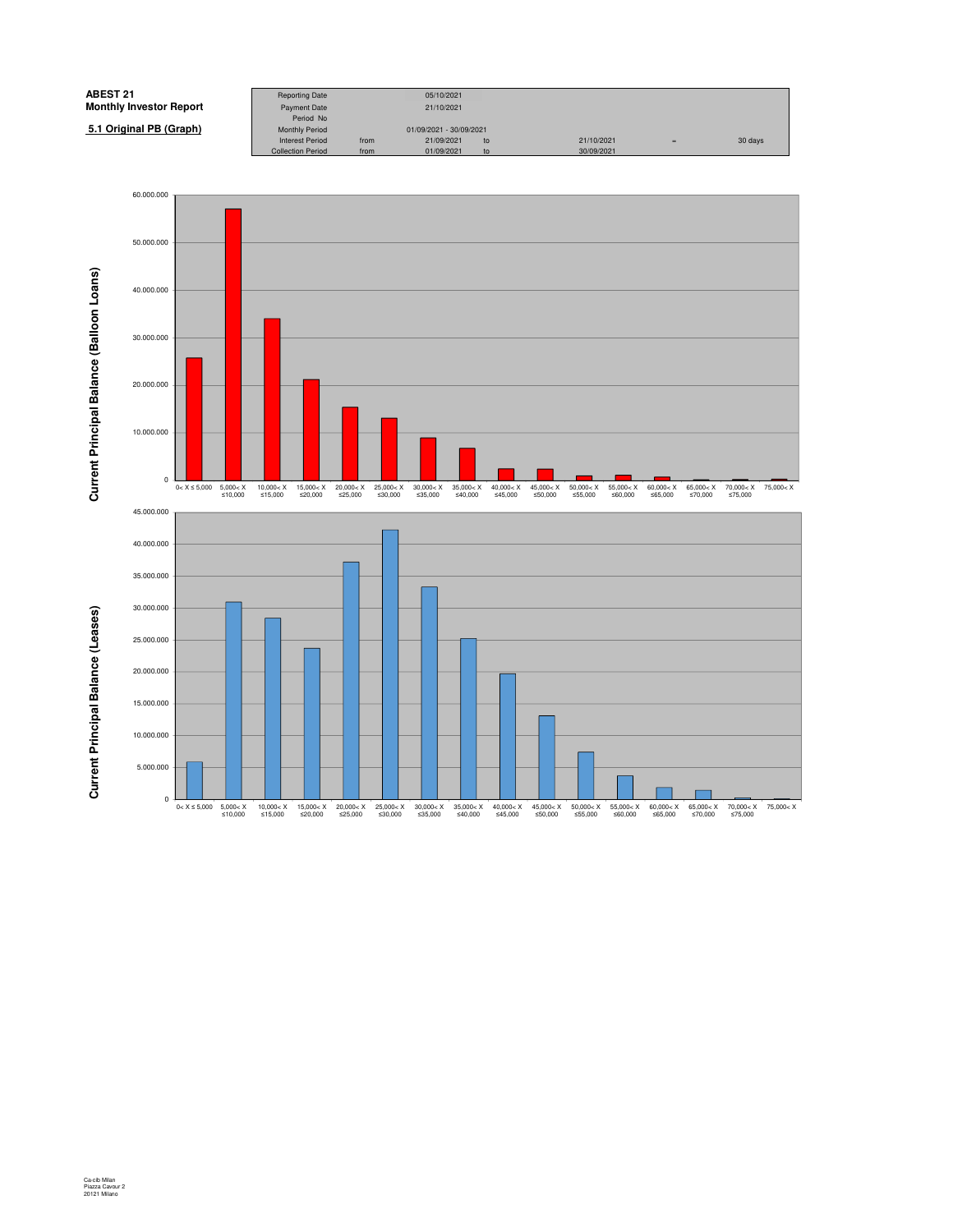**ABEST 21**
**Monthly Investor Report**

**5.1 Original PB (Graph)**

| | | | | | | |
|---|---|---|---|---|---|---|
| Reporting Date | | 05/10/2021 | | | | |
| Payment Date | | 21/10/2021 | | | | |
| Period No | | | | | | |
| Monthly Period | | 01/09/2021 - 30/09/2021 | | | | |
| Interest Period | from | 21/09/2021 | to | 21/10/2021 | = | 30 days |
| Collection Period | from | 01/09/2021 | to | 30/09/2021 | | |

**Current Principal Balance (Balloon Loans)**

Y-axis: 0; 10.000.000; 20.000.000; 30.000.000; 40.000.000; 50.000.000; 60.000.000

X-axis: 0< X ≤ 5,000; 5,000< X ≤10,000; 10,000< X ≤15,000; 15,000< X ≤20,000; 20,000< X ≤25,000; 25,000< X ≤30,000; 30,000< X ≤35,000; 35,000< X ≤40,000; 40,000< X ≤45,000; 45,000< X ≤50,000; 50,000< X ≤55,000; 55,000< X ≤60,000; 60,000< X ≤65,000; 65,000< X ≤70,000; 70,000< X ≤75,000; 75,000< X

**Current Principal Balance (Leases)**

Y-axis: 0; 5.000.000; 10.000.000; 15.000.000; 20.000.000; 25.000.000; 30.000.000; 35.000.000; 40.000.000; 45.000.000

X-axis: 0< X ≤ 5,000; 5,000< X ≤10,000; 10,000< X ≤15,000; 15,000< X ≤20,000; 20,000< X ≤25,000; 25,000< X ≤30,000; 30,000< X ≤35,000; 35,000< X ≤40,000; 40,000< X ≤45,000; 45,000< X ≤50,000; 50,000< X ≤55,000; 55,000< X ≤60,000; 60,000< X ≤65,000; 65,000< X ≤70,000; 70,000< X ≤75,000; 75,000< X

Ca-cib Milan
Piazza Cavour 2
20121 Milano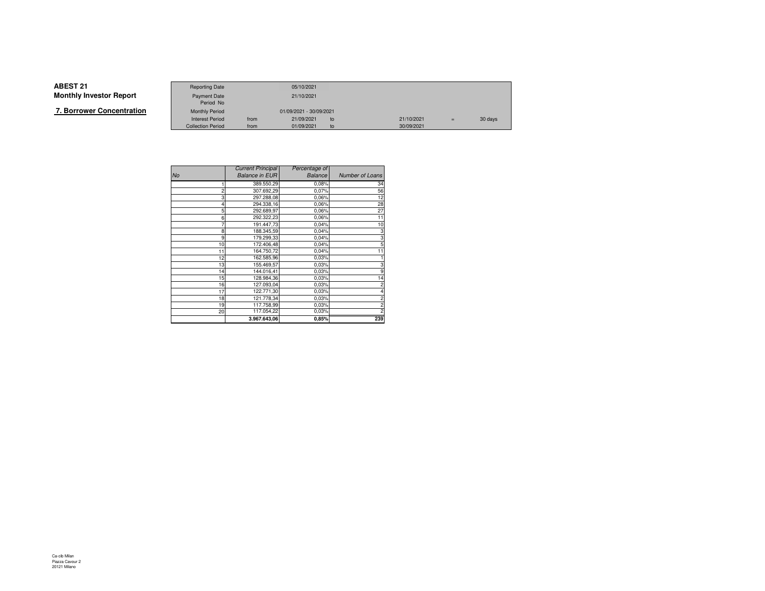**ABEST 21**
**Monthly Investor Report**

## 7. Borrower Concentration

| | | | | | | |
|---|---|---|---|---|---|---|
| Reporting Date | | 05/10/2021 | | | | |
| Payment Date | | 21/10/2021 | | | | |
| Period No | | | | | | |
| Monthly Period | | 01/09/2021 - 30/09/2021 | | | | |
| Interest Period | from | 21/09/2021 | to | 21/10/2021 | = | 30 days |
| Collection Period | from | 01/09/2021 | to | 30/09/2021 | | |

| *No* | *Current Principal Balance in EUR* | *Percentage of Balance* | *Number of Loans* |
|---|---|---|---|
| 1 | 389.550,29 | 0,08% | 34 |
| 2 | 307.692,29 | 0,07% | 56 |
| 3 | 297.288,08 | 0,06% | 12 |
| 4 | 294.338,16 | 0,06% | 28 |
| 5 | 292.689,97 | 0,06% | 27 |
| 6 | 292.322,23 | 0,06% | 11 |
| 7 | 191.447,73 | 0,04% | 10 |
| 8 | 188.345,59 | 0,04% | 3 |
| 9 | 179.299,33 | 0,04% | 3 |
| 10 | 172.406,48 | 0,04% | 5 |
| 11 | 164.750,72 | 0,04% | 11 |
| 12 | 162.585,96 | 0,03% | 1 |
| 13 | 155.469,57 | 0,03% | 3 |
| 14 | 144.016,41 | 0,03% | 9 |
| 15 | 128.984,36 | 0,03% | 14 |
| 16 | 127.093,04 | 0,03% | 2 |
| 17 | 122.771,30 | 0,03% | 4 |
| 18 | 121.778,34 | 0,03% | 2 |
| 19 | 117.758,99 | 0,03% | 2 |
| 20 | 117.054,22 | 0,03% | 2 |
| | **3.967.643,06** | **0,85%** | **239** |

Ca-cib Milan
Piazza Cavour 2
20121 Milano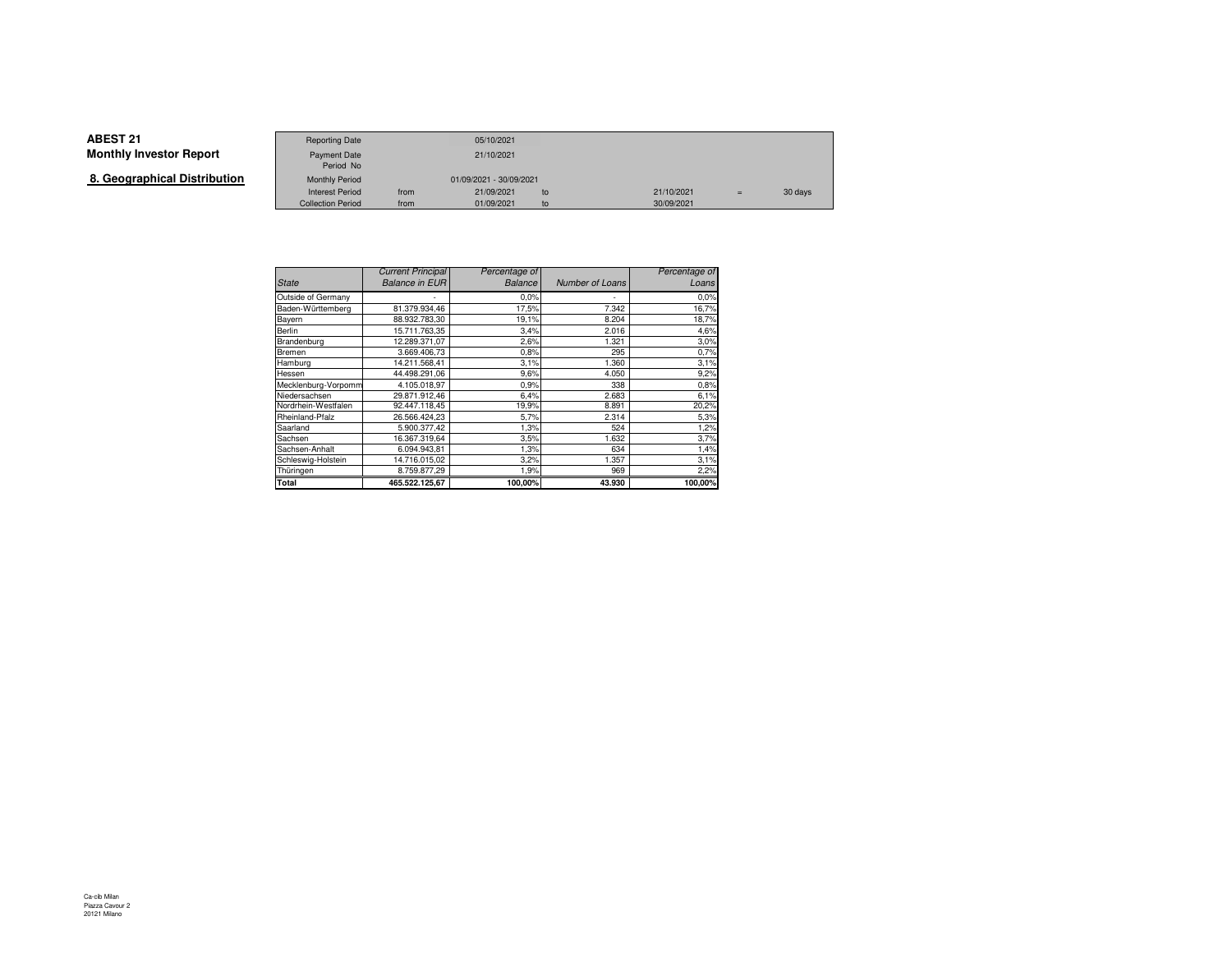**ABEST 21**
**Monthly Investor Report**

## 8. Geographical Distribution

| | | | | | | |
|---|---|---|---|---|---|---|
| Reporting Date | | 05/10/2021 | | | | |
| Payment Date | | 21/10/2021 | | | | |
| Period No | | | | | | |
| Monthly Period | | 01/09/2021 - 30/09/2021 | | | | |
| Interest Period | from | 21/09/2021 | to | 21/10/2021 | = | 30 days |
| Collection Period | from | 01/09/2021 | to | 30/09/2021 | | |

| *State* | *Current Principal Balance in EUR* | *Percentage of Balance* | *Number of Loans* | *Percentage of Loans* |
|---|---|---|---|---|
| Outside of Germany | - | 0,0% | - | 0,0% |
| Baden-Württemberg | 81.379.934,46 | 17,5% | 7.342 | 16,7% |
| Bayern | 88.932.783,30 | 19,1% | 8.204 | 18,7% |
| Berlin | 15.711.763,35 | 3,4% | 2.016 | 4,6% |
| Brandenburg | 12.289.371,07 | 2,6% | 1.321 | 3,0% |
| Bremen | 3.669.406,73 | 0,8% | 295 | 0,7% |
| Hamburg | 14.211.568,41 | 3,1% | 1.360 | 3,1% |
| Hessen | 44.498.291,06 | 9,6% | 4.050 | 9,2% |
| Mecklenburg-Vorpomm | 4.105.018,97 | 0,9% | 338 | 0,8% |
| Niedersachsen | 29.871.912,46 | 6,4% | 2.683 | 6,1% |
| Nordrhein-Westfalen | 92.447.118,45 | 19,9% | 8.891 | 20,2% |
| Rheinland-Pfalz | 26.566.424,23 | 5,7% | 2.314 | 5,3% |
| Saarland | 5.900.377,42 | 1,3% | 524 | 1,2% |
| Sachsen | 16.367.319,64 | 3,5% | 1.632 | 3,7% |
| Sachsen-Anhalt | 6.094.943,81 | 1,3% | 634 | 1,4% |
| Schleswig-Holstein | 14.716.015,02 | 3,2% | 1.357 | 3,1% |
| Thüringen | 8.759.877,29 | 1,9% | 969 | 2,2% |
| **Total** | **465.522.125,67** | **100,00%** | **43.930** | **100,00%** |

Ca-cib Milan
Piazza Cavour 2
20121 Milano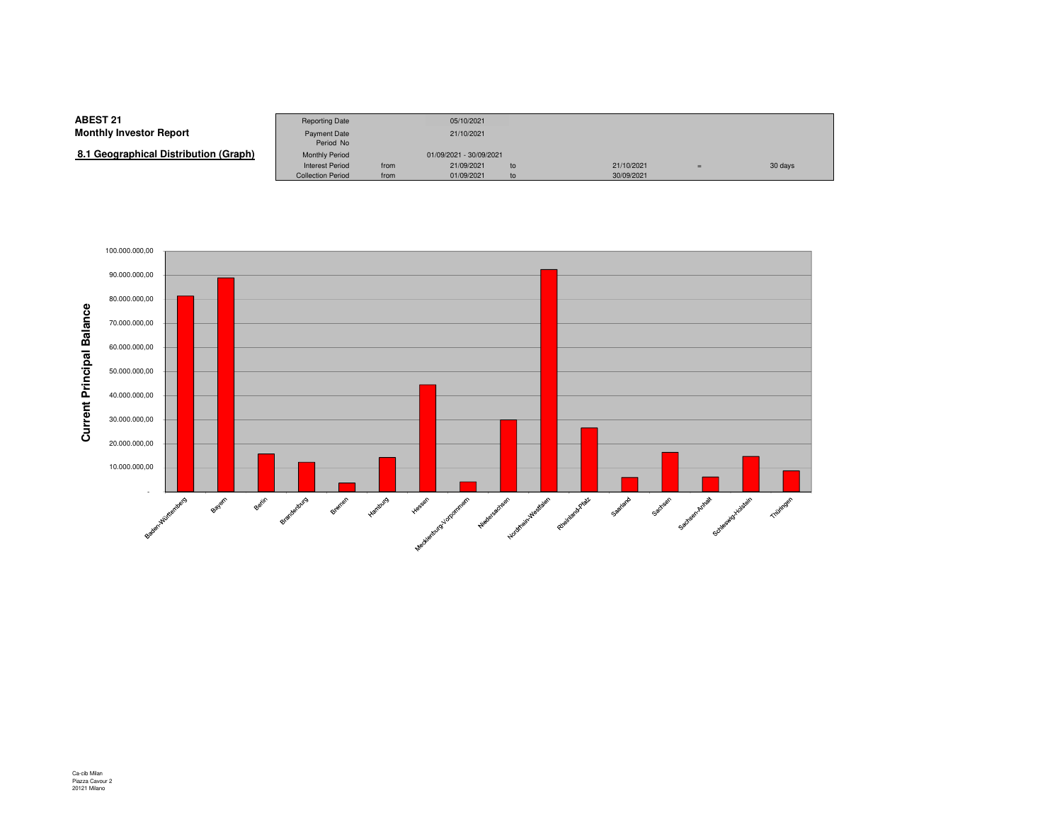**ABEST 21**
**Monthly Investor Report**

**8.1 Geographical Distribution (Graph)**

| Reporting Date | | 05/10/2021 | | | | |
|---|---|---|---|---|---|---|
| Payment Date | | 21/10/2021 | | | | |
| Period No | | | | | | |
| Monthly Period | | 01/09/2021 - 30/09/2021 | | | | |
| Interest Period | from | 21/09/2021 | to | 21/10/2021 | = | 30 days |
| Collection Period | from | 01/09/2021 | to | 30/09/2021 | | |

Ca-cib Milan
Piazza Cavour 2
20121 Milano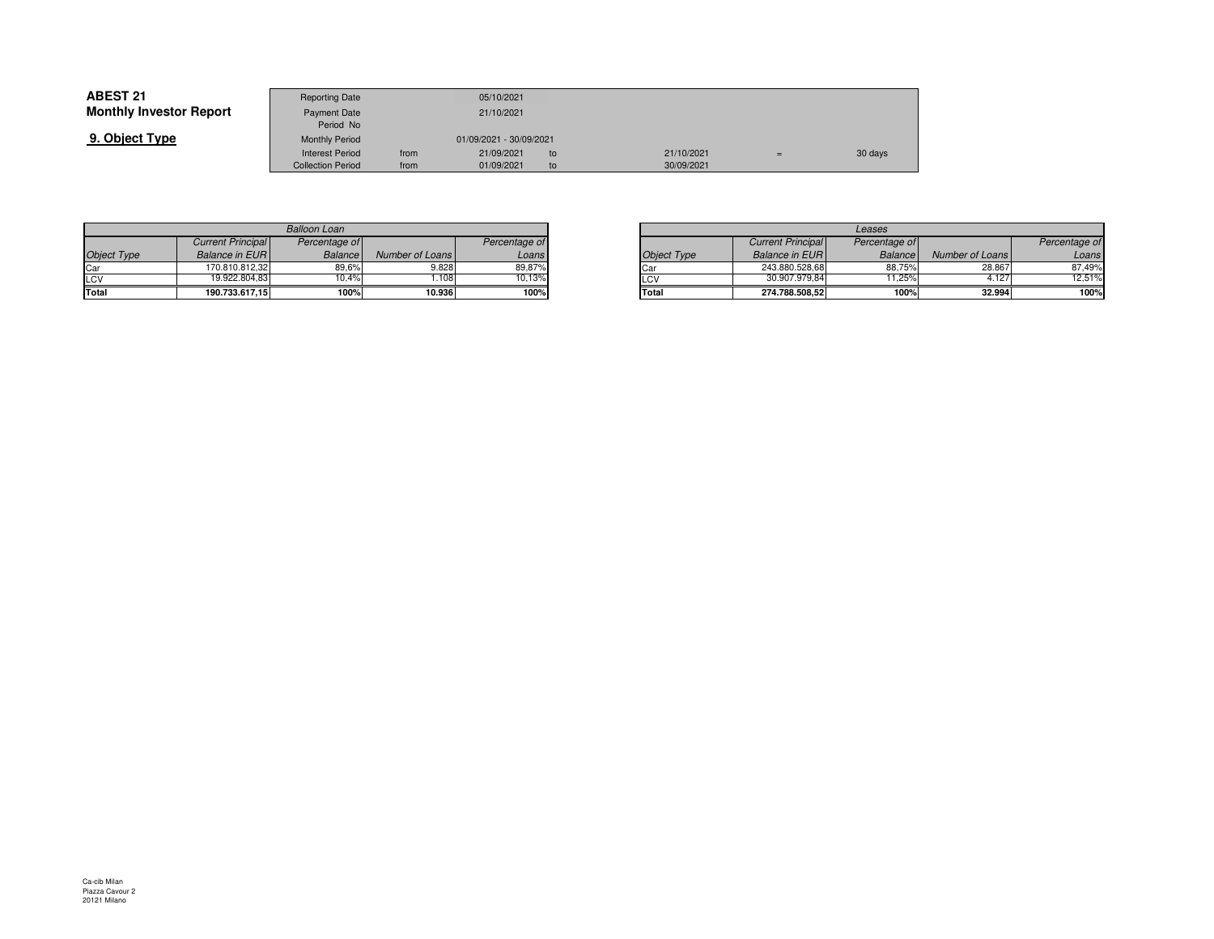**ABEST 21**
**Monthly Investor Report**

## 9. Object Type

| | | | | | |
|---|---|---|---|---|---|
| Reporting Date | | 05/10/2021 | | | |
| Payment Date | | 21/10/2021 | | | |
| Period No | | | | | |
| Monthly Period | | 01/09/2021 - 30/09/2021 | | | |
| Interest Period | from | 21/09/2021 | to | 21/10/2021 | = 30 days |
| Collection Period | from | 01/09/2021 | to | 30/09/2021 | |

| *Balloon Loan* | | | | |
|---|---|---|---|---|
| *Object Type* | *Current Principal Balance in EUR* | *Percentage of Balance* | *Number of Loans* | *Percentage of Loans* |
| Car | 170.810.812,32 | 89,6% | 9.828 | 89,87% |
| LCV | 19.922.804,83 | 10,4% | 1.108 | 10,13% |
| **Total** | **190.733.617,15** | **100%** | **10.936** | **100%** |

| *Leases* | | | | |
|---|---|---|---|---|
| *Object Type* | *Current Principal Balance in EUR* | *Percentage of Balance* | *Number of Loans* | *Percentage of Loans* |
| Car | 243.880.528,68 | 88,75% | 28.867 | 87,49% |
| LCV | 30.907.979,84 | 11,25% | 4.127 | 12,51% |
| **Total** | **274.788.508,52** | **100%** | **32.994** | **100%** |

Ca-cib Milan
Piazza Cavour 2
20121 Milano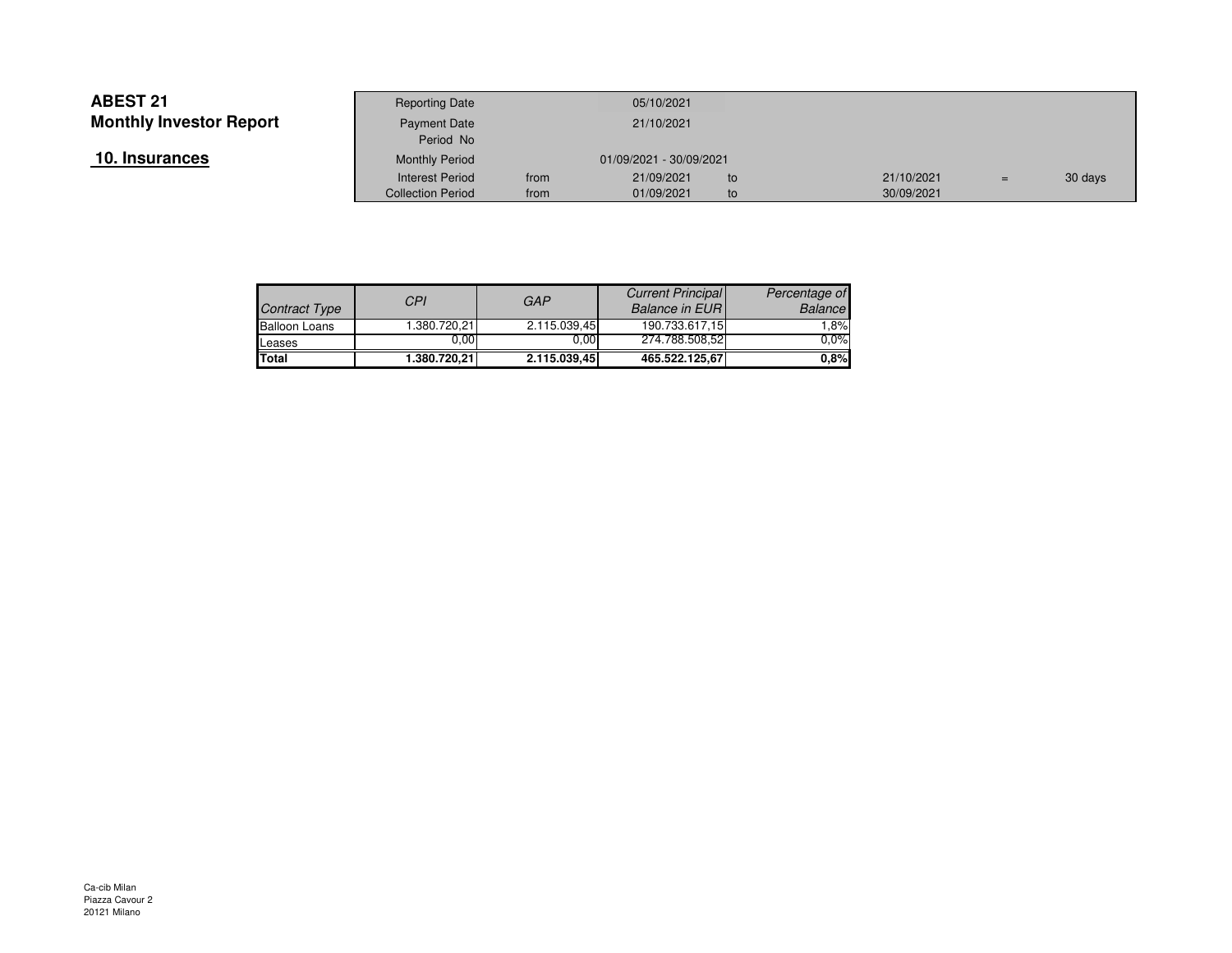# ABEST 21

## Monthly Investor Report

### 10. Insurances

| | | | | | | |
|---|---|---|---|---|---|---|
| Reporting Date | | 05/10/2021 | | | | |
| Payment Date | | 21/10/2021 | | | | |
| Period No | | | | | | |
| Monthly Period | | 01/09/2021 - 30/09/2021 | | | | |
| Interest Period | from | 21/09/2021 | to | 21/10/2021 | = | 30 days |
| Collection Period | from | 01/09/2021 | to | 30/09/2021 | | |

| *Contract Type* | *CPI* | *GAP* | *Current Principal Balance in EUR* | *Percentage of Balance* |
|---|---|---|---|---|
| Balloon Loans | 1.380.720,21 | 2.115.039,45 | 190.733.617,15 | 1,8% |
| Leases | 0,00 | 0,00 | 274.788.508,52 | 0,0% |
| **Total** | **1.380.720,21** | **2.115.039,45** | **465.522.125,67** | **0,8%** |

Ca-cib Milan
Piazza Cavour 2
20121 Milano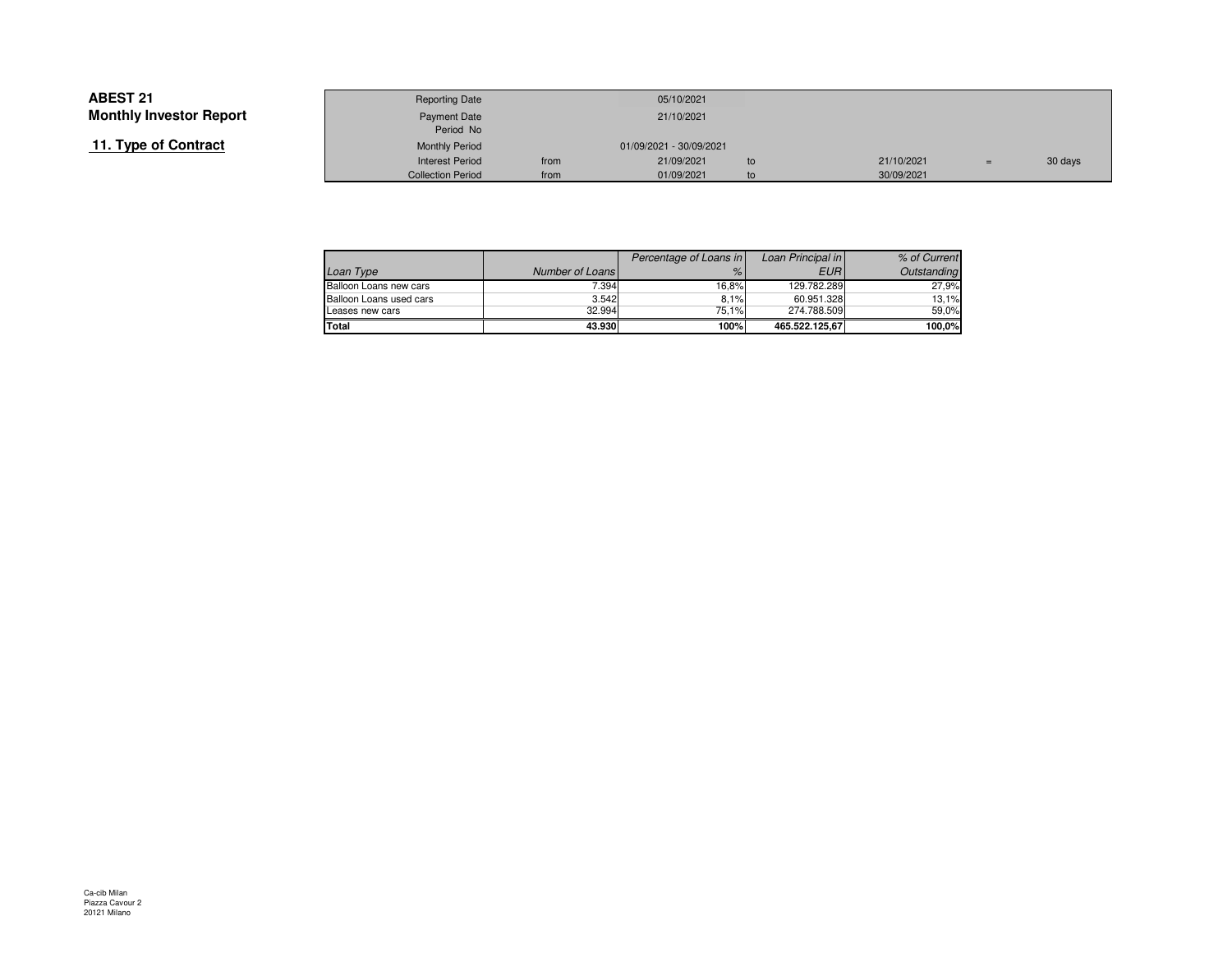# ABEST 21
## Monthly Investor Report
### 11. Type of Contract

| | | | | | | |
|---|---|---|---|---|---|---|
| Reporting Date | | 05/10/2021 | | | | |
| Payment Date | | 21/10/2021 | | | | |
| Period No | | | | | | |
| Monthly Period | | 01/09/2021 - 30/09/2021 | | | | |
| Interest Period | from | 21/09/2021 | to | 21/10/2021 | = | 30 days |
| Collection Period | from | 01/09/2021 | to | 30/09/2021 | | |

| *Loan Type* | *Number of Loans* | *Percentage of Loans in %* | *Loan Principal in EUR* | *% of Current Outstanding* |
|---|---|---|---|---|
| Balloon Loans new cars | 7.394 | 16,8% | 129.782.289 | 27,9% |
| Balloon Loans used cars | 3.542 | 8,1% | 60.951.328 | 13,1% |
| Leases new cars | 32.994 | 75,1% | 274.788.509 | 59,0% |
| **Total** | **43.930** | **100%** | **465.522.125,67** | **100,0%** |

Ca-cib Milan
Piazza Cavour 2
20121 Milano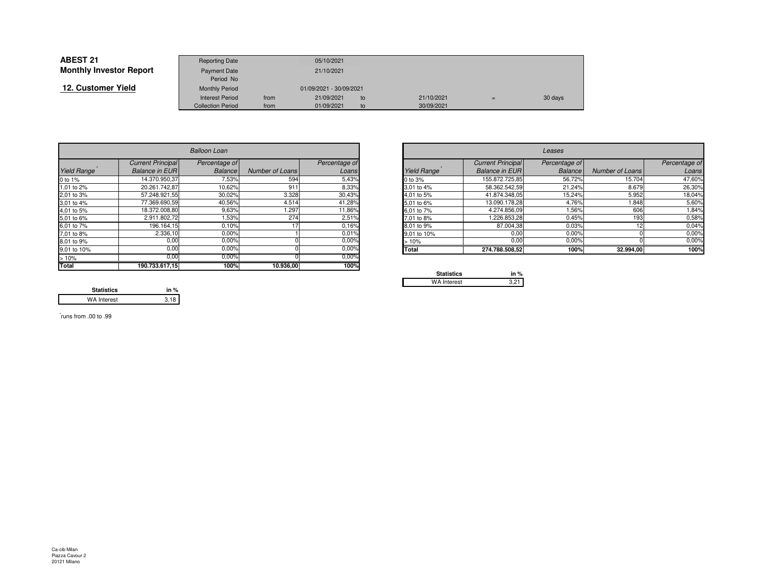# ABEST 21
## Monthly Investor Report

### 12. Customer Yield

| | | | | | | |
|---|---|---|---|---|---|---|
| Reporting Date | | 05/10/2021 | | | | |
| Payment Date | | 21/10/2021 | | | | |
| Period No | | | | | | |
| Monthly Period | | 01/09/2021 - 30/09/2021 | | | | |
| Interest Period | from | 21/09/2021 | to | 21/10/2021 | = | 30 days |
| Collection Period | from | 01/09/2021 | to | 30/09/2021 | | |

| *Balloon Loan* | | | | |
|---|---|---|---|---|
| *Yield Range*[*] | *Current Principal Balance in EUR* | *Percentage of Balance* | *Number of Loans* | *Percentage of Loans* |
| 0 to 1% | 14.370.950,37 | 7,53% | 594 | 5,43% |
| 1,01 to 2% | 20.261.742,87 | 10,62% | 911 | 8,33% |
| 2,01 to 3% | 57.248.921,55 | 30,02% | 3.328 | 30,43% |
| 3,01 to 4% | 77.369.690,59 | 40,56% | 4.514 | 41,28% |
| 4,01 to 5% | 18.372.008,80 | 9,63% | 1.297 | 11,86% |
| 5,01 to 6% | 2.911.802,72 | 1,53% | 274 | 2,51% |
| 6,01 to 7% | 196.164,15 | 0,10% | 17 | 0,16% |
| 7,01 to 8% | 2.336,10 | 0,00% | 1 | 0,01% |
| 8,01 to 9% | 0,00 | 0,00% | 0 | 0,00% |
| 9,01 to 10% | 0,00 | 0,00% | 0 | 0,00% |
| > 10% | 0,00 | 0,00% | 0 | 0,00% |
| **Total** | **190.733.617,15** | **100%** | **10.936,00** | **100%** |

| Statistics | in % |
|---|---|
| WA Interest | 3,18 |

| *Leases* | | | | |
|---|---|---|---|---|
| *Yield Range*[*] | *Current Principal Balance in EUR* | *Percentage of Balance* | *Number of Loans* | *Percentage of Loans* |
| 0 to 3% | 155.872.725,85 | 56,72% | 15.704 | 47,60% |
| 3,01 to 4% | 58.362.542,59 | 21,24% | 8.679 | 26,30% |
| 4,01 to 5% | 41.874.348,05 | 15,24% | 5.952 | 18,04% |
| 5,01 to 6% | 13.090.178,28 | 4,76% | 1.848 | 5,60% |
| 6,01 to 7% | 4.274.856,09 | 1,56% | 606 | 1,84% |
| 7,01 to 8% | 1.226.853,28 | 0,45% | 193 | 0,58% |
| 8,01 to 9% | 87.004,38 | 0,03% | 12 | 0,04% |
| 9,01 to 10% | 0,00 | 0,00% | 0 | 0,00% |
| > 10% | 0,00 | 0,00% | 0 | 0,00% |
| **Total** | **274.788.508,52** | **100%** | **32.994,00** | **100%** |

| Statistics | in % |
|---|---|
| WA Interest | 3,21 |

[*] runs from .00 to .99

Ca-cib Milan
Piazza Cavour 2
20121 Milano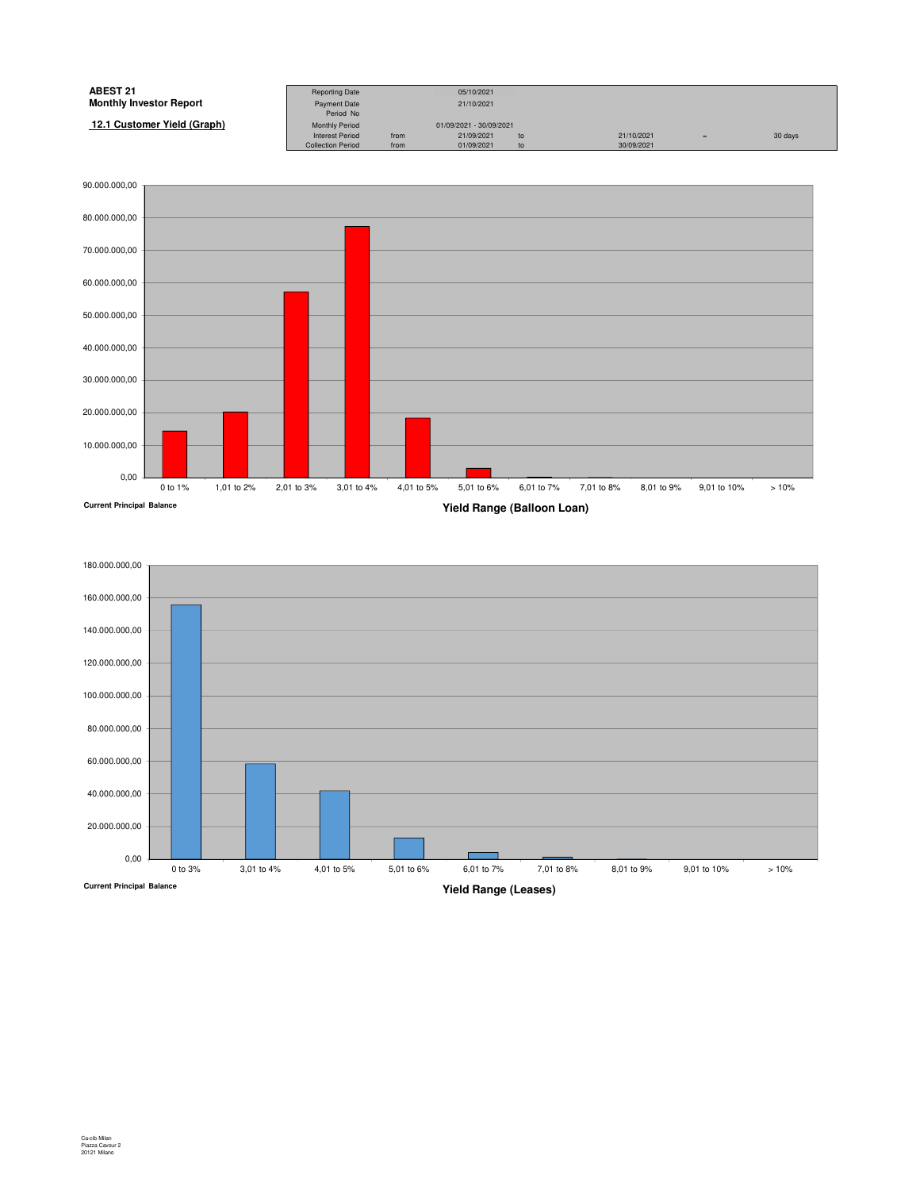**ABEST 21**
**Monthly Investor Report**

**12.1 Customer Yield (Graph)**

| Reporting Date | | 05/10/2021 | | | | |
|---|---|---|---|---|---|---|
| Payment Date | | 21/10/2021 | | | | |
| Period No | | | | | | |
| Monthly Period | | 01/09/2021 - 30/09/2021 | | | | |
| Interest Period | from | 21/09/2021 | to | 21/10/2021 | = | 30 days |
| Collection Period | from | 01/09/2021 | to | 30/09/2021 | | |

Current Principal Balance

Yield Range (Balloon Loan)

0,00 – 10.000.000,00 – 20.000.000,00 – 30.000.000,00 – 40.000.000,00 – 50.000.000,00 – 60.000.000,00 – 70.000.000,00 – 80.000.000,00 – 90.000.000,00

0 to 1% | 1,01 to 2% | 2,01 to 3% | 3,01 to 4% | 4,01 to 5% | 5,01 to 6% | 6,01 to 7% | 7,01 to 8% | 8,01 to 9% | 9,01 to 10% | > 10%

Current Principal Balance

Yield Range (Leases)

0,00 – 20.000.000,00 – 40.000.000,00 – 60.000.000,00 – 80.000.000,00 – 100.000.000,00 – 120.000.000,00 – 140.000.000,00 – 160.000.000,00 – 180.000.000,00

0 to 3% | 3,01 to 4% | 4,01 to 5% | 5,01 to 6% | 6,01 to 7% | 7,01 to 8% | 8,01 to 9% | 9,01 to 10% | > 10%

Ca-cib Milan
Piazza Cavour 2
20121 Milano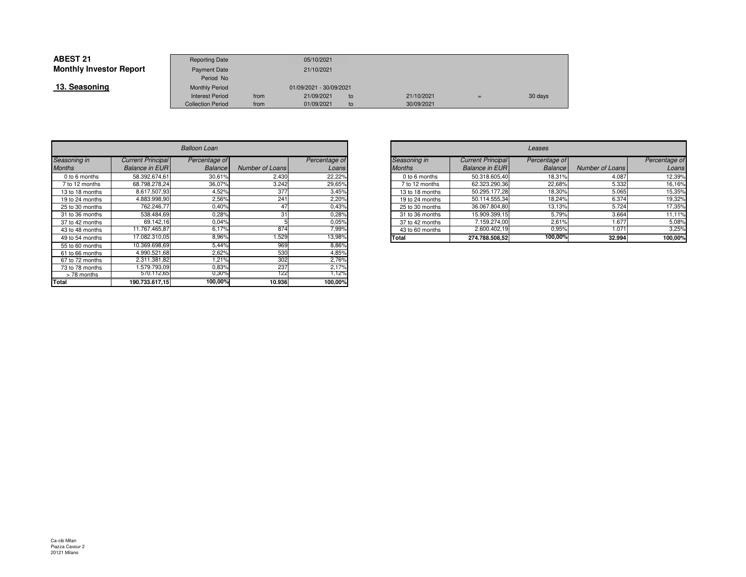**ABEST 21**
**Monthly Investor Report**

**13. Seasoning**

| Reporting Date | | 05/10/2021 | | | | |
|---|---|---|---|---|---|---|
| Payment Date | | 21/10/2021 | | | | |
| Period No | | | | | | |
| Monthly Period | | 01/09/2021 - 30/09/2021 | | | | |
| Interest Period | from | 21/09/2021 | to | 21/10/2021 | = | 30 days |
| Collection Period | from | 01/09/2021 | to | 30/09/2021 | | |

| *Balloon Loan* | | | | |
|---|---|---|---|---|
| *Seasoning in Months* | *Current Principal Balance in EUR* | *Percentage of Balance* | *Number of Loans* | *Percentage of Loans* |
| 0 to 6 months | 58.392.674,61 | 30,61% | 2.430 | 22,22% |
| 7 to 12 months | 68.798.278,24 | 36,07% | 3.242 | 29,65% |
| 13 to 18 months | 8.617.507,93 | 4,52% | 377 | 3,45% |
| 19 to 24 months | 4.883.998,90 | 2,56% | 241 | 2,20% |
| 25 to 30 months | 762.246,77 | 0,40% | 47 | 0,43% |
| 31 to 36 months | 538.484,69 | 0,28% | 31 | 0,28% |
| 37 to 42 months | 69.142,16 | 0,04% | 5 | 0,05% |
| 43 to 48 months | 11.767.465,87 | 6,17% | 874 | 7,99% |
| 49 to 54 months | 17.082.310,05 | 8,96% | 1.529 | 13,98% |
| 55 to 60 months | 10.369.698,69 | 5,44% | 969 | 8,86% |
| 61 to 66 months | 4.990.521,68 | 2,62% | 530 | 4,85% |
| 67 to 72 months | 2.311.381,82 | 1,21% | 302 | 2,76% |
| 73 to 78 months | 1.579.793,09 | 0,83% | 237 | 2,17% |
| > 78 months | 570.112,65 | 0,30% | 122 | 1,12% |
| **Total** | **190.733.617,15** | **100,00%** | **10.936** | **100,00%** |

| *Leases* | | | | |
|---|---|---|---|---|
| *Seasoning in Months* | *Current Principal Balance in EUR* | *Percentage of Balance* | *Number of Loans* | *Percentage of Loans* |
| 0 to 6 months | 50.318.605,40 | 18,31% | 4.087 | 12,39% |
| 7 to 12 months | 62.323.290,36 | 22,68% | 5.332 | 16,16% |
| 13 to 18 months | 50.295.177,28 | 18,30% | 5.065 | 15,35% |
| 19 to 24 months | 50.114.555,34 | 18,24% | 6.374 | 19,32% |
| 25 to 30 months | 36.067.804,80 | 13,13% | 5.724 | 17,35% |
| 31 to 36 months | 15.909.399,15 | 5,79% | 3.664 | 11,11% |
| 37 to 42 months | 7.159.274,00 | 2,61% | 1.677 | 5,08% |
| 43 to 60 months | 2.600.402,19 | 0,95% | 1.071 | 3,25% |
| **Total** | **274.788.508,52** | **100,00%** | **32.994** | **100,00%** |

Ca-cib Milan
Piazza Cavour 2
20121 Milano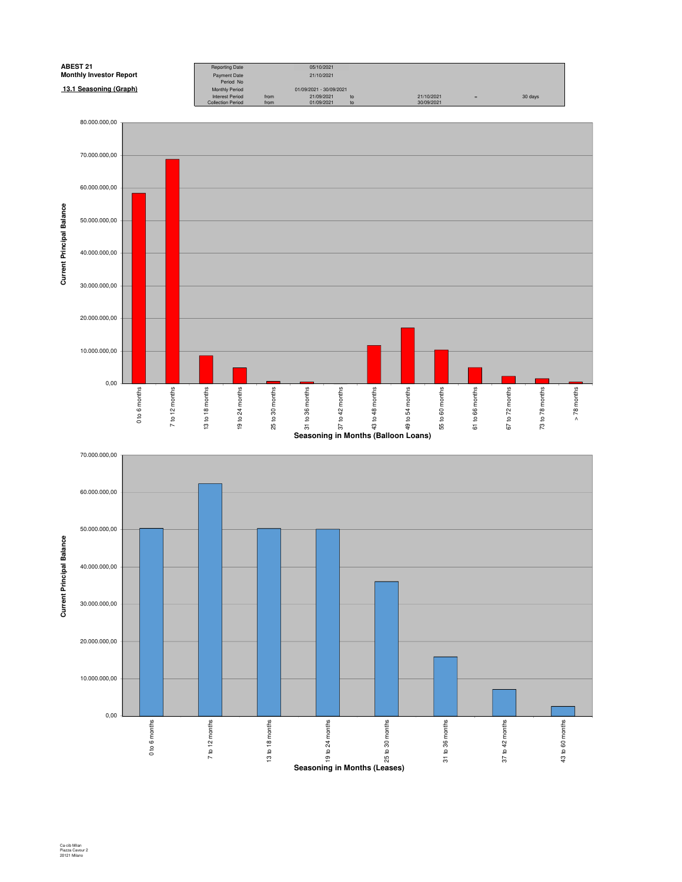**ABEST 21**
**Monthly Investor Report**

**13.1 Seasoning (Graph)**

| | | | | | | |
|---|---|---|---|---|---|---|
| Reporting Date | | 05/10/2021 | | | | |
| Payment Date | | 21/10/2021 | | | | |
| Period No | | | | | | |
| Monthly Period | | 01/09/2021 - 30/09/2021 | | | | |
| Interest Period | from | 21/09/2021 | to | 21/10/2021 | = | 30 days |
| Collection Period | from | 01/09/2021 | to | 30/09/2021 | | |

Current Principal Balance

80.000.000,00
70.000.000,00
60.000.000,00
50.000.000,00
40.000.000,00
30.000.000,00
20.000.000,00
10.000.000,00
0,00

0 to 6 months | 7 to 12 months | 13 to 18 months | 19 to 24 months | 25 to 30 months | 31 to 36 months | 37 to 42 months | 43 to 48 months | 49 to 54 months | 55 to 60 months | 61 to 66 months | 67 to 72 months | 73 to 78 months | > 78 months

**Seasoning in Months (Balloon Loans)**

Current Principal Balance

70.000.000,00
60.000.000,00
50.000.000,00
40.000.000,00
30.000.000,00
20.000.000,00
10.000.000,00
0,00

0 to 6 months | 7 to 12 months | 13 to 18 months | 19 to 24 months | 25 to 30 months | 31 to 36 months | 37 to 42 months | 43 to 60 months

**Seasoning in Months (Leases)**

Ca-cib Milan
Piazza Cavour 2
20121 Milano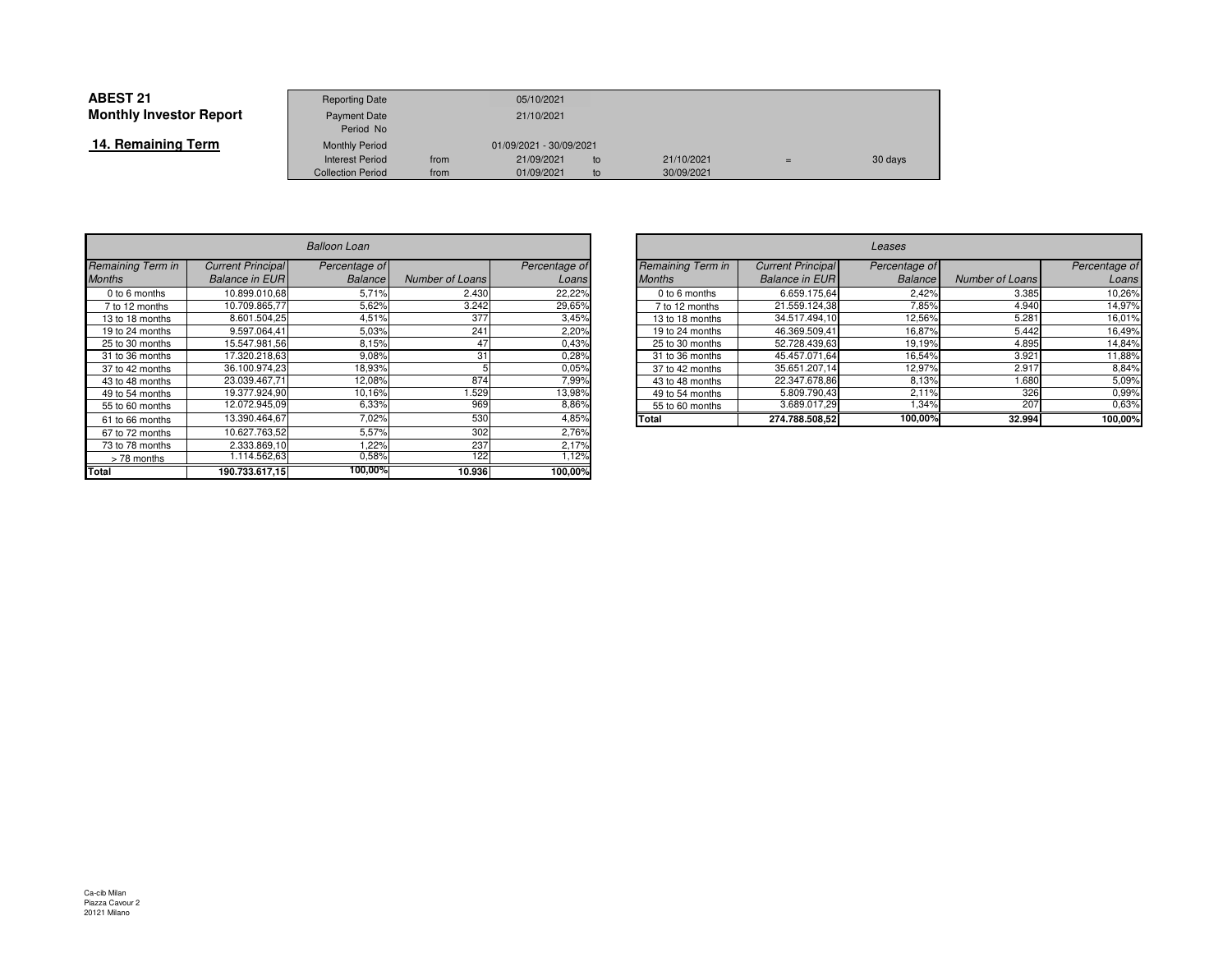# ABEST 21
## Monthly Investor Report

### 14. Remaining Term

| | | | | | | |
|---|---|---|---|---|---|---|
| Reporting Date | | 05/10/2021 | | | | |
| Payment Date | | 21/10/2021 | | | | |
| Period No | | | | | | |
| Monthly Period | | 01/09/2021 - 30/09/2021 | | | | |
| Interest Period | from | 21/09/2021 | to | 21/10/2021 | = | 30 days |
| Collection Period | from | 01/09/2021 | to | 30/09/2021 | | |

| *Balloon Loan* | | | | |
|---|---|---|---|---|
| *Remaining Term in Months* | *Current Principal Balance in EUR* | *Percentage of Balance* | *Number of Loans* | *Percentage of Loans* |
| 0 to 6 months | 10.899.010,68 | 5,71% | 2.430 | 22,22% |
| 7 to 12 months | 10.709.865,77 | 5,62% | 3.242 | 29,65% |
| 13 to 18 months | 8.601.504,25 | 4,51% | 377 | 3,45% |
| 19 to 24 months | 9.597.064,41 | 5,03% | 241 | 2,20% |
| 25 to 30 months | 15.547.981,56 | 8,15% | 47 | 0,43% |
| 31 to 36 months | 17.320.218,63 | 9,08% | 31 | 0,28% |
| 37 to 42 months | 36.100.974,23 | 18,93% | 5 | 0,05% |
| 43 to 48 months | 23.039.467,71 | 12,08% | 874 | 7,99% |
| 49 to 54 months | 19.377.924,90 | 10,16% | 1.529 | 13,98% |
| 55 to 60 months | 12.072.945,09 | 6,33% | 969 | 8,86% |
| 61 to 66 months | 13.390.464,67 | 7,02% | 530 | 4,85% |
| 67 to 72 months | 10.627.763,52 | 5,57% | 302 | 2,76% |
| 73 to 78 months | 2.333.869,10 | 1,22% | 237 | 2,17% |
| > 78 months | 1.114.562,63 | 0,58% | 122 | 1,12% |
| **Total** | **190.733.617,15** | **100,00%** | **10.936** | **100,00%** |

| *Leases* | | | | |
|---|---|---|---|---|
| *Remaining Term in Months* | *Current Principal Balance in EUR* | *Percentage of Balance* | *Number of Loans* | *Percentage of Loans* |
| 0 to 6 months | 6.659.175,64 | 2,42% | 3.385 | 10,26% |
| 7 to 12 months | 21.559.124,38 | 7,85% | 4.940 | 14,97% |
| 13 to 18 months | 34.517.494,10 | 12,56% | 5.281 | 16,01% |
| 19 to 24 months | 46.369.509,41 | 16,87% | 5.442 | 16,49% |
| 25 to 30 months | 52.728.439,63 | 19,19% | 4.895 | 14,84% |
| 31 to 36 months | 45.457.071,64 | 16,54% | 3.921 | 11,88% |
| 37 to 42 months | 35.651.207,14 | 12,97% | 2.917 | 8,84% |
| 43 to 48 months | 22.347.678,86 | 8,13% | 1.680 | 5,09% |
| 49 to 54 months | 5.809.790,43 | 2,11% | 326 | 0,99% |
| 55 to 60 months | 3.689.017,29 | 1,34% | 207 | 0,63% |
| **Total** | **274.788.508,52** | **100,00%** | **32.994** | **100,00%** |

Ca-cib Milan
Piazza Cavour 2
20121 Milano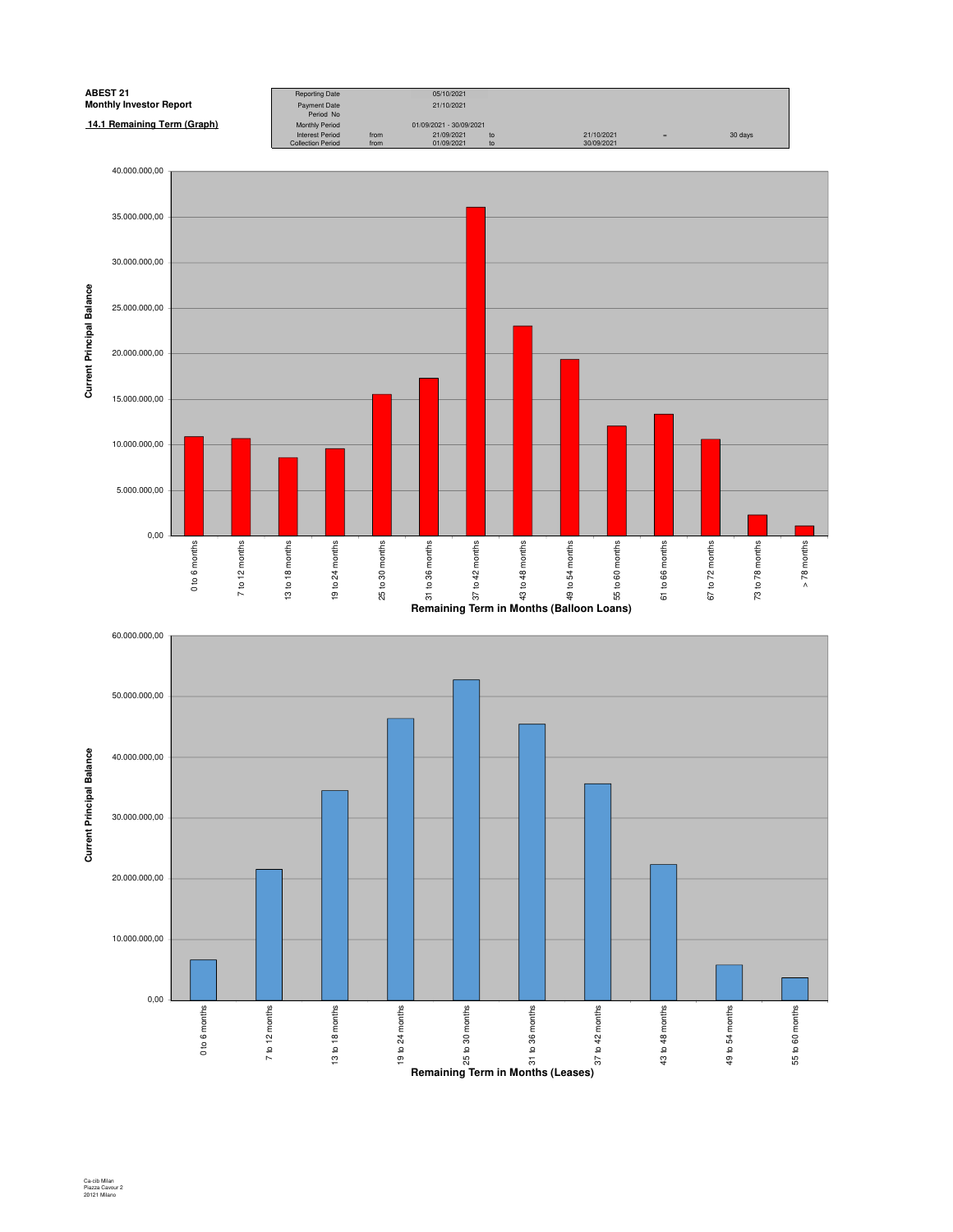**ABEST 21**
**Monthly Investor Report**

**14.1 Remaining Term (Graph)**

| | | | | | | |
|---|---|---|---|---|---|---|
| Reporting Date | | 05/10/2021 | | | | |
| Payment Date | | 21/10/2021 | | | | |
| Period No | | | | | | |
| Monthly Period | | 01/09/2021 - 30/09/2021 | | | | |
| Interest Period | from | 21/09/2021 | to | 21/10/2021 | = | 30 days |
| Collection Period | from | 01/09/2021 | to | 30/09/2021 | | |

Current Principal Balance

Remaining Term in Months (Balloon Loans)

| Remaining Term | |
|---|---|
| 0 to 6 months | |
| 7 to 12 months | |
| 13 to 18 months | |
| 19 to 24 months | |
| 25 to 30 months | |
| 31 to 36 months | |
| 37 to 42 months | |
| 43 to 48 months | |
| 49 to 54 months | |
| 55 to 60 months | |
| 61 to 66 months | |
| 67 to 72 months | |
| 73 to 78 months | |
| > 78 months | |

Current Principal Balance

Remaining Term in Months (Leases)

| Remaining Term | |
|---|---|
| 0 to 6 months | |
| 7 to 12 months | |
| 13 to 18 months | |
| 19 to 24 months | |
| 25 to 30 months | |
| 31 to 36 months | |
| 37 to 42 months | |
| 43 to 48 months | |
| 49 to 54 months | |
| 55 to 60 months | |

Ca-cib Milan
Piazza Cavour 2
20121 Milano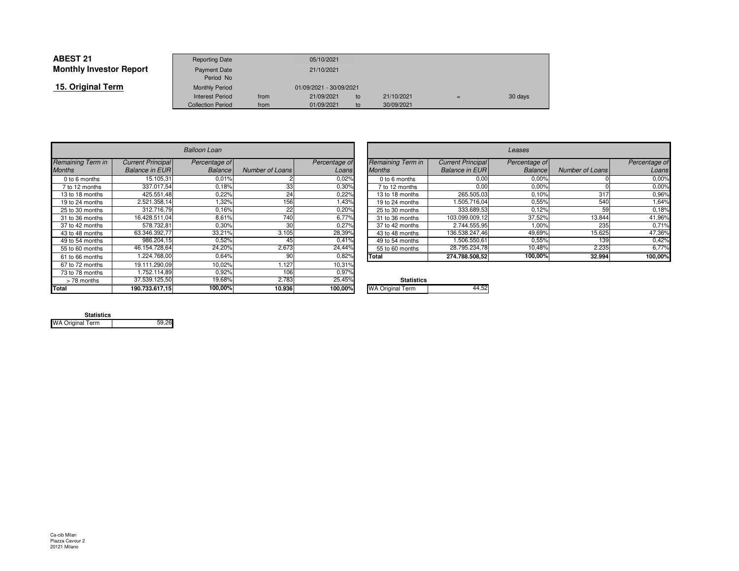# ABEST 21
## Monthly Investor Report
### 15. Original Term

| | | | | | | |
|---|---|---|---|---|---|---|
| Reporting Date | | 05/10/2021 | | | | |
| Payment Date | | 21/10/2021 | | | | |
| Period No | | | | | | |
| Monthly Period | | 01/09/2021 - 30/09/2021 | | | | |
| Interest Period | from | 21/09/2021 | to | 21/10/2021 | = | 30 days |
| Collection Period | from | 01/09/2021 | to | 30/09/2021 | | |

| *Balloon Loan* | | | | |
|---|---|---|---|---|
| *Remaining Term in Months* | *Current Principal Balance in EUR* | *Percentage of Balance* | *Number of Loans* | *Percentage of Loans* |
| 0 to 6 months | 15.105,31 | 0,01% | 2 | 0,02% |
| 7 to 12 months | 337.017,54 | 0,18% | 33 | 0,30% |
| 13 to 18 months | 425.551,48 | 0,22% | 24 | 0,22% |
| 19 to 24 months | 2.521.358,14 | 1,32% | 156 | 1,43% |
| 25 to 30 months | 312.716,79 | 0,16% | 22 | 0,20% |
| 31 to 36 months | 16.428.511,04 | 8,61% | 740 | 6,77% |
| 37 to 42 months | 578.732,81 | 0,30% | 30 | 0,27% |
| 43 to 48 months | 63.346.392,77 | 33,21% | 3.105 | 28,39% |
| 49 to 54 months | 986.204,15 | 0,52% | 45 | 0,41% |
| 55 to 60 months | 46.154.728,64 | 24,20% | 2.673 | 24,44% |
| 61 to 66 months | 1.224.768,00 | 0,64% | 90 | 0,82% |
| 67 to 72 months | 19.111.290,09 | 10,02% | 1.127 | 10,31% |
| 73 to 78 months | 1.752.114,89 | 0,92% | 106 | 0,97% |
| > 78 months | 37.539.125,50 | 19,68% | 2.783 | 25,45% |
| **Total** | **190.733.617,15** | **100,00%** | **10.936** | **100,00%** |

**Statistics**

| | |
|---|---|
| WA Original Term | 59,26 |

| *Leases* | | | | |
|---|---|---|---|---|
| *Remaining Term in Months* | *Current Principal Balance in EUR* | *Percentage of Balance* | *Number of Loans* | *Percentage of Loans* |
| 0 to 6 months | 0,00 | 0,00% | 0 | 0,00% |
| 7 to 12 months | 0,00 | 0,00% | 0 | 0,00% |
| 13 to 18 months | 265.505,03 | 0,10% | 317 | 0,96% |
| 19 to 24 months | 1.505.716,04 | 0,55% | 540 | 1,64% |
| 25 to 30 months | 333.689,53 | 0,12% | 59 | 0,18% |
| 31 to 36 months | 103.099.009,12 | 37,52% | 13.844 | 41,96% |
| 37 to 42 months | 2.744.555,95 | 1,00% | 235 | 0,71% |
| 43 to 48 months | 136.538.247,46 | 49,69% | 15.625 | 47,36% |
| 49 to 54 months | 1.506.550,61 | 0,55% | 139 | 0,42% |
| 55 to 60 months | 28.795.234,78 | 10,48% | 2.235 | 6,77% |
| **Total** | **274.788.508,52** | **100,00%** | **32.994** | **100,00%** |

**Statistics**

| | |
|---|---|
| WA Original Term | 44,52 |

Ca-cib Milan
Piazza Cavour 2
20121 Milano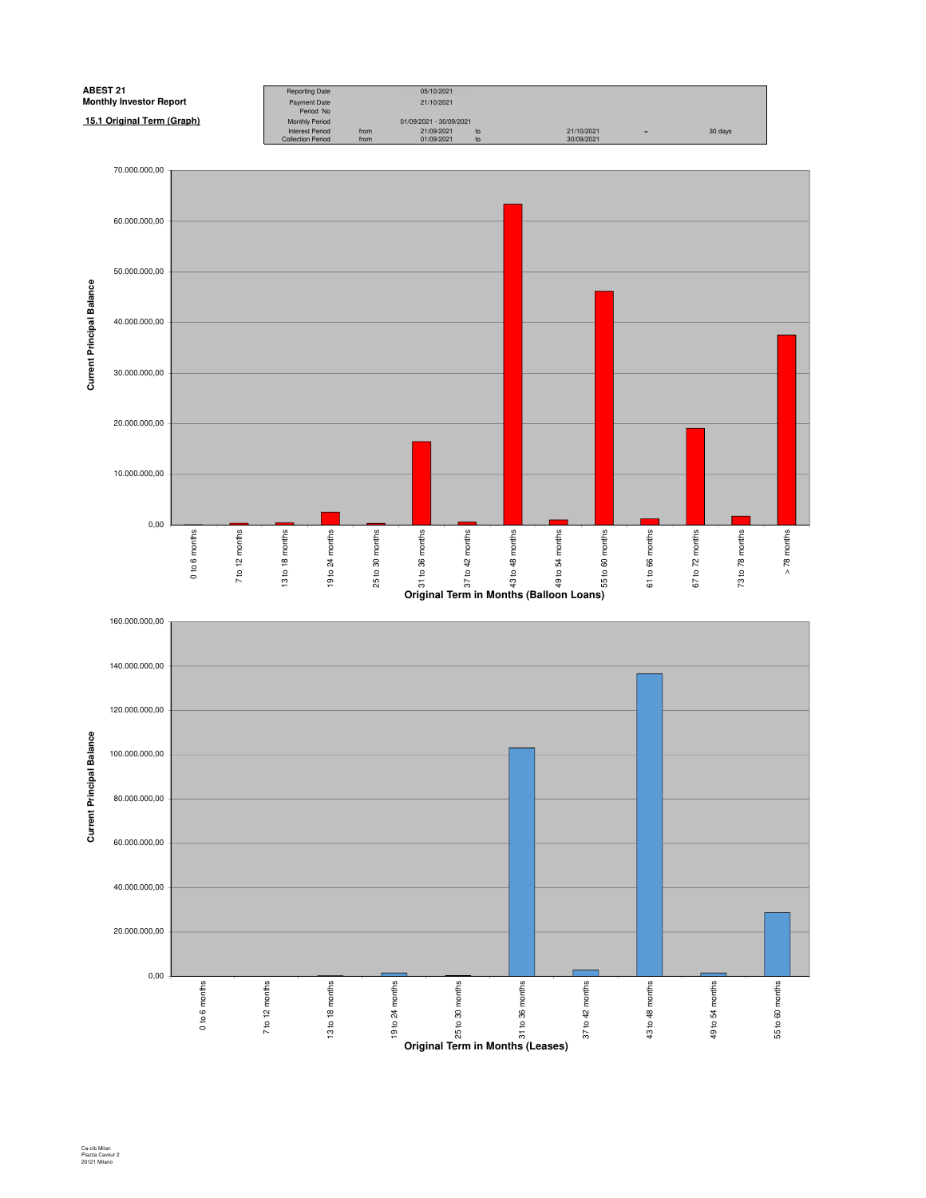**ABEST 21**
**Monthly Investor Report**

**15.1 Original Term (Graph)**

| | | | | | | |
|---|---|---|---|---|---|---|
| Reporting Date | | 05/10/2021 | | | | |
| Payment Date | | 21/10/2021 | | | | |
| Period No | | | | | | |
| Monthly Period | | 01/09/2021 - 30/09/2021 | | | | |
| Interest Period | from | 21/09/2021 | to | 21/10/2021 | = | 30 days |
| Collection Period | from | 01/09/2021 | to | 30/09/2021 | | |

Current Principal Balance

0,00 | 10.000.000,00 | 20.000.000,00 | 30.000.000,00 | 40.000.000,00 | 50.000.000,00 | 60.000.000,00 | 70.000.000,00

0 to 6 months | 7 to 12 months | 13 to 18 months | 19 to 24 months | 25 to 30 months | 31 to 36 months | 37 to 42 months | 43 to 48 months | 49 to 54 months | 55 to 60 months | 61 to 66 months | 67 to 72 months | 73 to 78 months | > 78 months

**Original Term in Months (Balloon Loans)**

Current Principal Balance

0,00 | 20.000.000,00 | 40.000.000,00 | 60.000.000,00 | 80.000.000,00 | 100.000.000,00 | 120.000.000,00 | 140.000.000,00 | 160.000.000,00

0 to 6 months | 7 to 12 months | 13 to 18 months | 19 to 24 months | 25 to 30 months | 31 to 36 months | 37 to 42 months | 43 to 48 months | 49 to 54 months | 55 to 60 months

**Original Term in Months (Leases)**

Ca-cib Milan
Piazza Cavour 2
20121 Milano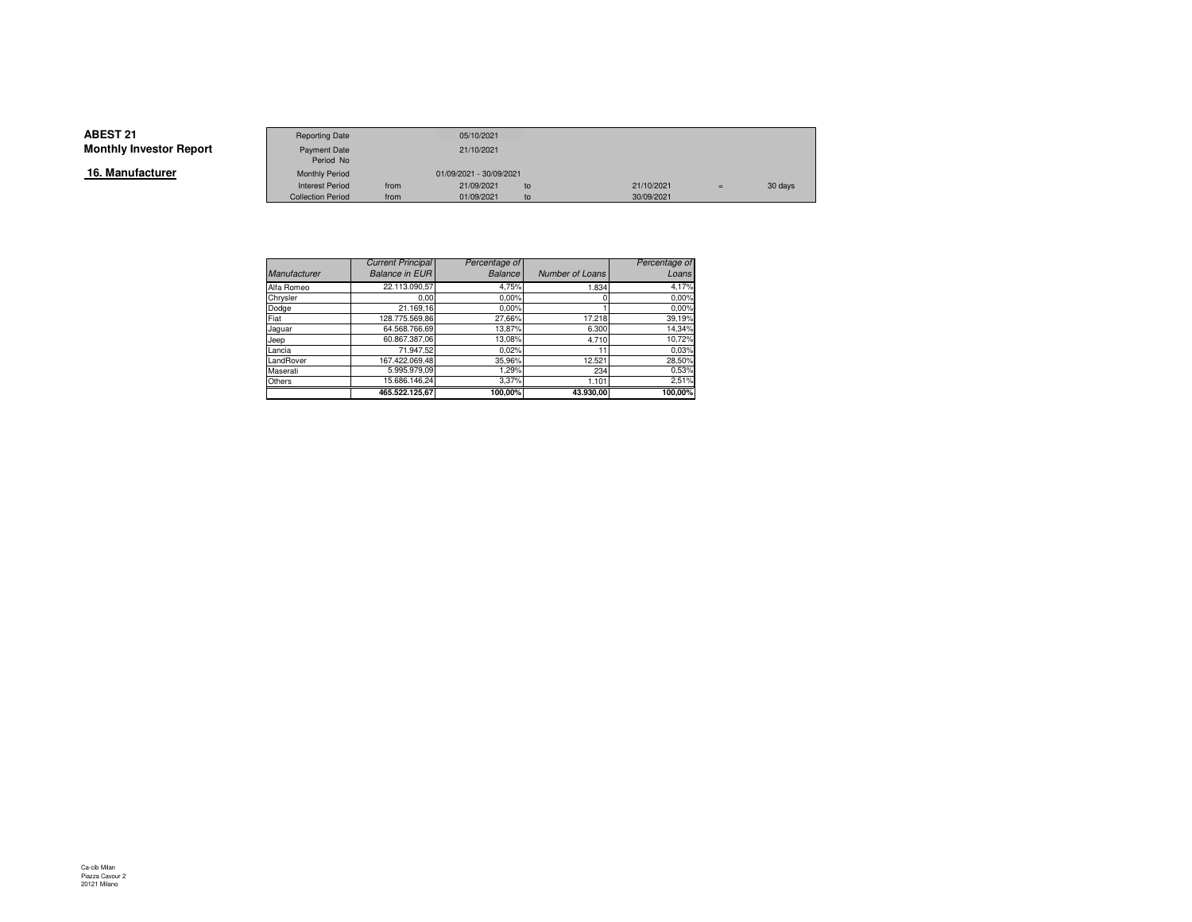**ABEST 21**
**Monthly Investor Report**

## 16. Manufacturer

| Reporting Date | | 05/10/2021 | | | | |
|---|---|---|---|---|---|---|
| Payment Date | | 21/10/2021 | | | | |
| Period No | | | | | | |
| Monthly Period | | 01/09/2021 - 30/09/2021 | | | | |
| Interest Period | from | 21/09/2021 | to | 21/10/2021 | = | 30 days |
| Collection Period | from | 01/09/2021 | to | 30/09/2021 | | |

| *Manufacturer* | *Current Principal Balance in EUR* | *Percentage of Balance* | *Number of Loans* | *Percentage of Loans* |
|---|---|---|---|---|
| Alfa Romeo | 22.113.090,57 | 4,75% | 1.834 | 4,17% |
| Chrysler | 0,00 | 0,00% | 0 | 0,00% |
| Dodge | 21.169,16 | 0,00% | 1 | 0,00% |
| Fiat | 128.775.569,86 | 27,66% | 17.218 | 39,19% |
| Jaguar | 64.568.766,69 | 13,87% | 6.300 | 14,34% |
| Jeep | 60.867.387,06 | 13,08% | 4.710 | 10,72% |
| Lancia | 71.947,52 | 0,02% | 11 | 0,03% |
| LandRover | 167.422.069,48 | 35,96% | 12.521 | 28,50% |
| Maserati | 5.995.979,09 | 1,29% | 234 | 0,53% |
| Others | 15.686.146,24 | 3,37% | 1.101 | 2,51% |
| | **465.522.125,67** | **100,00%** | **43.930,00** | **100,00%** |

Ca-cib Milan
Piazza Cavour 2
20121 Milano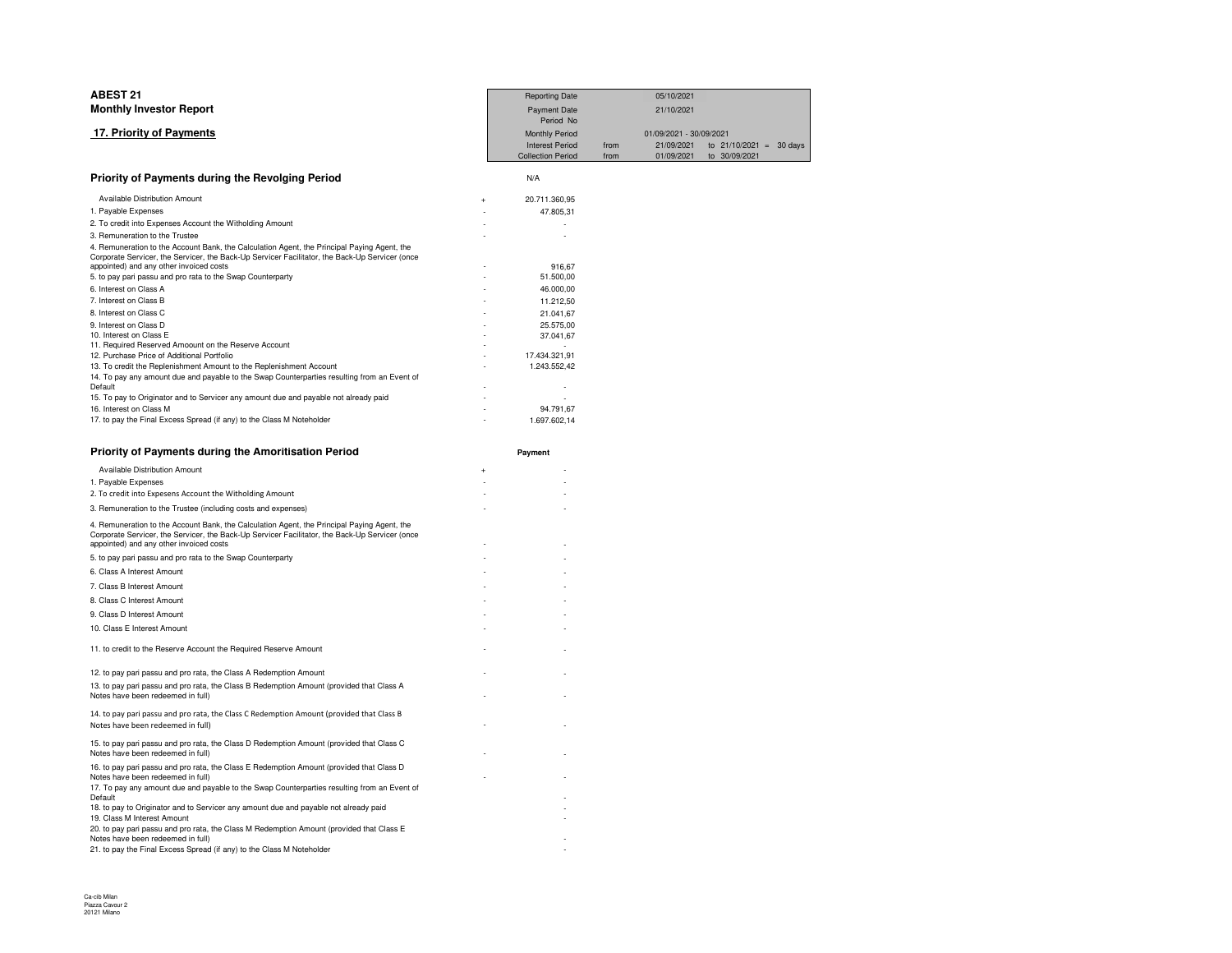**ABEST 21**
**Monthly Investor Report**

## 17. Priority of Payments

| | | | | |
|---|---|---|---|---|
| Reporting Date | | 05/10/2021 | | |
| Payment Date | | 21/10/2021 | | |
| Period No | | | | |
| Monthly Period | | 01/09/2021 - 30/09/2021 | | |
| Interest Period | from | 21/09/2021 | to 21/10/2021 = | 30 days |
| Collection Period | from | 01/09/2021 | to 30/09/2021 | |

### Priority of Payments during the Revolging Period

| | | N/A |
|---|---|---|
| Available Distribution Amount | + | 20.711.360,95 |
| 1. Payable Expenses | - | 47.805,31 |
| 2. To credit into Expenses Account the Witholding Amount | - | - |
| 3. Remuneration to the Trustee | - | - |
| 4. Remuneration to the Account Bank, the Calculation Agent, the Principal Paying Agent, the Corporate Servicer, the Servicer, the Back-Up Servicer Facilitator, the Back-Up Servicer (once appointed) and any other invoiced costs | - | 916,67 |
| 5. to pay pari passu and pro rata to the Swap Counterparty | - | 51.500,00 |
| 6. Interest on Class A | - | 46.000,00 |
| 7. Interest on Class B | - | 11.212,50 |
| 8. Interest on Class C | - | 21.041,67 |
| 9. Interest on Class D | - | 25.575,00 |
| 10. Interest on Class E | - | 37.041,67 |
| 11. Required Reserved Amoount on the Reserve Account | - | - |
| 12. Purchase Price of Additional Portfolio | - | 17.434.321,91 |
| 13. To credit the Replenishment Amount to the Replenishment Account | - | 1.243.552,42 |
| 14. To pay any amount due and payable to the Swap Counterparties resulting from an Event of Default | - | - |
| 15. To pay to Originator and to Servicer any amount due and payable not already paid | - | - |
| 16. Interest on Class M | - | 94.791,67 |
| 17. to pay the Final Excess Spread (if any) to the Class M Noteholder | - | 1.697.602,14 |

### Priority of Payments during the Amoritisation Period

| | | Payment |
|---|---|---|
| Available Distribution Amount | + | - |
| 1. Payable Expenses | - | - |
| 2. To credit into Expesens Account the Witholding Amount | - | - |
| 3. Remuneration to the Trustee (including costs and expenses) | - | - |
| 4. Remuneration to the Account Bank, the Calculation Agent, the Principal Paying Agent, the Corporate Servicer, the Servicer, the Back-Up Servicer Facilitator, the Back-Up Servicer (once appointed) and any other invoiced costs | - | - |
| 5. to pay pari passu and pro rata to the Swap Counterparty | - | - |
| 6. Class A Interest Amount | - | - |
| 7. Class B Interest Amount | - | - |
| 8. Class C Interest Amount | - | - |
| 9. Class D Interest Amount | - | - |
| 10. Class E Interest Amount | - | - |
| 11. to credit to the Reserve Account the Required Reserve Amount | - | - |
| 12. to pay pari passu and pro rata, the Class A Redemption Amount | - | - |
| 13. to pay pari passu and pro rata, the Class B Redemption Amount (provided that Class A Notes have been redeemed in full) | - | - |
| 14. to pay pari passu and pro rata, the Class C Redemption Amount (provided that Class B Notes have been redeemed in full) | - | - |
| 15. to pay pari passu and pro rata, the Class D Redemption Amount (provided that Class C Notes have been redeemed in full) | - | - |
| 16. to pay pari passu and pro rata, the Class E Redemption Amount (provided that Class D Notes have been redeemed in full) | - | - |
| 17. To pay any amount due and payable to the Swap Counterparties resulting from an Event of Default | | - |
| 18. to pay to Originator and to Servicer any amount due and payable not already paid | | - |
| 19. Class M Interest Amount | | - |
| 20. to pay pari passu and pro rata, the Class M Redemption Amount (provided that Class E Notes have been redeemed in full) | | - |
| 21. to pay the Final Excess Spread (if any) to the Class M Noteholder | | - |

Ca-cib Milan
Piazza Cavour 2
20121 Milano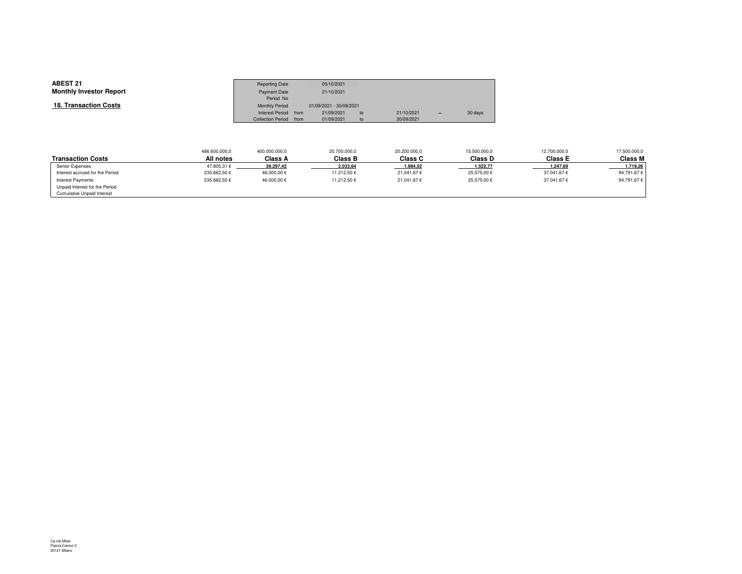**ABEST 21**
**Monthly Investor Report**

**18. Transaction Costs**

| | | | | | | |
|---|---|---|---|---|---|---|
| Reporting Date | | 05/10/2021 | | | | |
| Payment Date | | 21/10/2021 | | | | |
| Period No | | | | | | |
| Monthly Period | | 01/09/2021 - 30/09/2021 | | | | |
| Interest Period | from | 21/09/2021 | to | 21/10/2021 | = | 30 days |
| Collection Period | from | 01/09/2021 | to | 30/09/2021 | | |

| | 486.600.000,0 | 400.000.000,0 | 20.700.000,0 | 20.200.000,0 | 15.500.000,0 | 12.700.000,0 | 17.500.000,0 |
|---|---|---|---|---|---|---|---|
| **Transaction Costs** | **All notes** | **Class A** | **Class B** | **Class C** | **Class D** | **Class E** | **Class M** |
| Senior Expenses | 47.805,31 € | 39.297,42 | 2.033,64 | 1.984,52 | 1.522,77 | 1.247,69 | 1.719,26 |
| Interest accrued for the Period | 235.662,50 € | 46.000,00 € | 11.212,50 € | 21.041,67 € | 25.575,00 € | 37.041,67 € | 94.791,67 € |
| Interest Payments | 235.662,50 € | 46.000,00 € | 11.212,50 € | 21.041,67 € | 25.575,00 € | 37.041,67 € | 94.791,67 € |
| Unpaid Interest for the Period | | | | | | | |
| Cumulative Unpaid Interest | | | | | | | |

Ca-cib Milan
Piazza Cavour 2
20121 Milano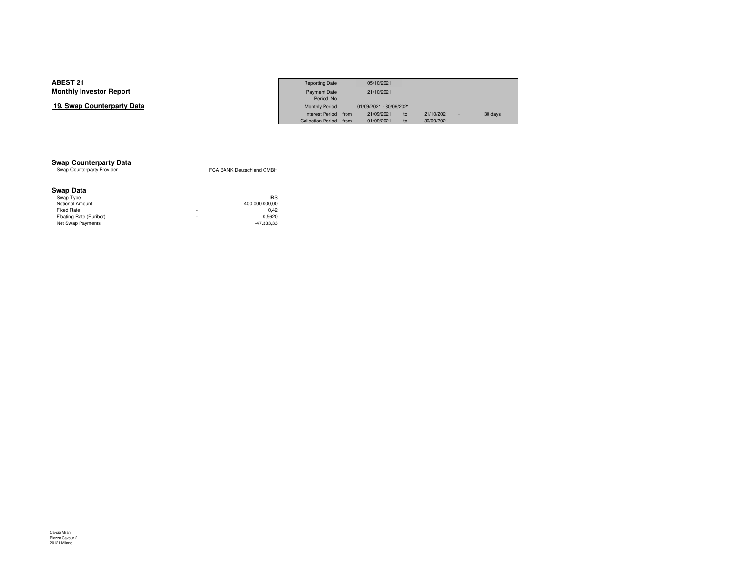# ABEST 21
## Monthly Investor Report

### 19. Swap Counterparty Data

| Reporting Date | | 05/10/2021 | | | | |
|---|---|---|---|---|---|---|
| Payment Date | | 21/10/2021 | | | | |
| Period No | | | | | | |
| Monthly Period | | 01/09/2021 - 30/09/2021 | | | | |
| Interest Period | from | 21/09/2021 | to | 21/10/2021 | = | 30 days |
| Collection Period | from | 01/09/2021 | to | 30/09/2021 | | |

**Swap Counterparty Data**

| | |
|---|---|
| Swap Counterparty Provider | FCA BANK Deutschland GMBH |

**Swap Data**

| | | |
|---|---|---|
| Swap Type | | IRS |
| Notional Amount | | 400.000.000,00 |
| Fixed Rate | - | 0,42 |
| Floating Rate (Euribor) | - | 0,5620 |
| Net Swap Payments | | -47.333,33 |

Ca-cib Milan
Piazza Cavour 2
20121 Milano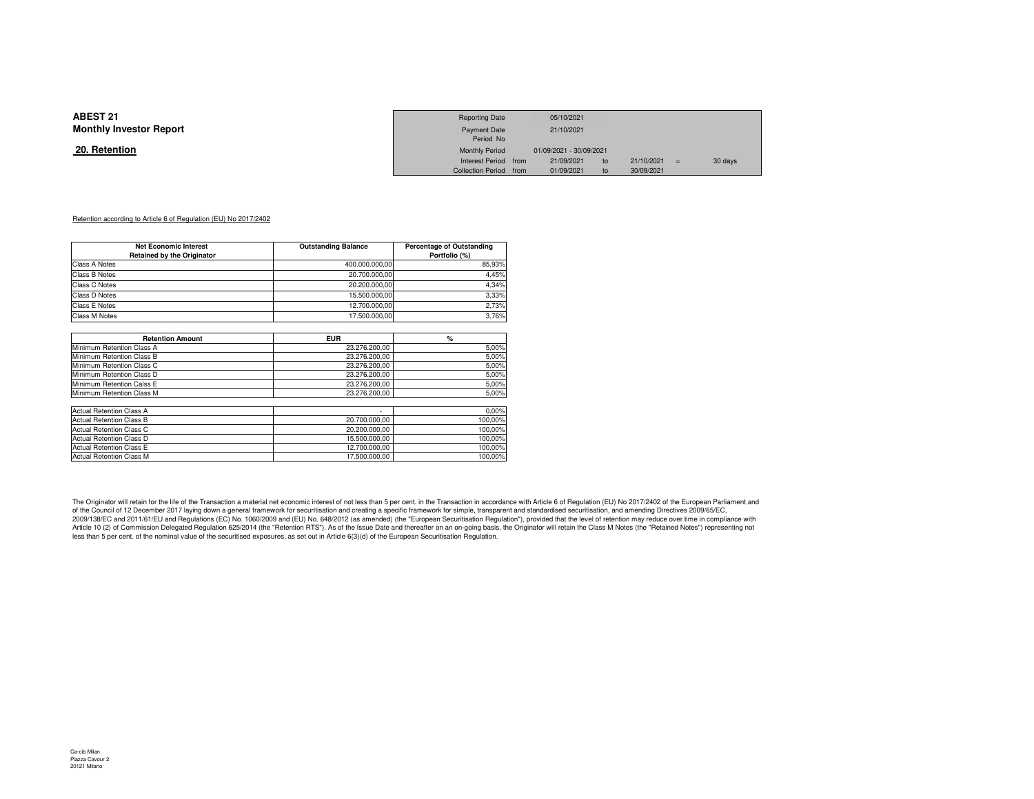# ABEST 21
## Monthly Investor Report

### 20. Retention

| Reporting Date | | 05/10/2021 | | | | |
|---|---|---|---|---|---|---|
| Payment Date | | 21/10/2021 | | | | |
| Period No | | | | | | |
| Monthly Period | | 01/09/2021 - 30/09/2021 | | | | |
| Interest Period | from | 21/09/2021 | to | 21/10/2021 | = | 30 days |
| Collection Period | from | 01/09/2021 | to | 30/09/2021 | | |

Retention according to Article 6 of Regulation (EU) No 2017/2402

| Net Economic Interest Retained by the Originator | Outstanding Balance | Percentage of Outstanding Portfolio (%) |
|---|---|---|
| Class A Notes | 400.000.000,00 | 85,93% |
| Class B Notes | 20.700.000,00 | 4,45% |
| Class C Notes | 20.200.000,00 | 4,34% |
| Class D Notes | 15.500.000,00 | 3,33% |
| Class E Notes | 12.700.000,00 | 2,73% |
| Class M Notes | 17.500.000,00 | 3,76% |

| Retention Amount | EUR | % |
|---|---|---|
| Minimum Retention Class A | 23.276.200,00 | 5,00% |
| Minimum Retention Class B | 23.276.200,00 | 5,00% |
| Minimum Retention Class C | 23.276.200,00 | 5,00% |
| Minimum Retention Class D | 23.276.200,00 | 5,00% |
| Minimum Retention Calss E | 23.276.200,00 | 5,00% |
| Minimum Retention Class M | 23.276.200,00 | 5,00% |
| | | |
| Actual Retention Class A | - | 0,00% |
| Actual Retention Class B | 20.700.000,00 | 100,00% |
| Actual Retention Class C | 20.200.000,00 | 100,00% |
| Actual Retention Class D | 15.500.000,00 | 100,00% |
| Actual Retention Class E | 12.700.000,00 | 100,00% |
| Actual Retention Class M | 17.500.000,00 | 100,00% |

The Originator will retain for the life of the Transaction a material net economic interest of not less than 5 per cent. in the Transaction in accordance with Article 6 of Regulation (EU) No 2017/2402 of the European Parliament and of the Council of 12 December 2017 laying down a general framework for securitisation and creating a specific framework for simple, transparent and standardised securitisation, and amending Directives 2009/65/EC, 2009/138/EC and 2011/61/EU and Regulations (EC) No. 1060/2009 and (EU) No. 648/2012 (as amended) (the "European Securitisation Regulation"), provided that the level of retention may reduce over time in compliance with Article 10 (2) of Commission Delegated Regulation 625/2014 (the "Retention RTS"). As of the Issue Date and thereafter on an on-going basis, the Originator will retain the Class M Notes (the "Retained Notes") representing not less than 5 per cent. of the nominal value of the securitised exposures, as set out in Article 6(3)(d) of the European Securitisation Regulation.

Ca-cib Milan
Piazza Cavour 2
20121 Milano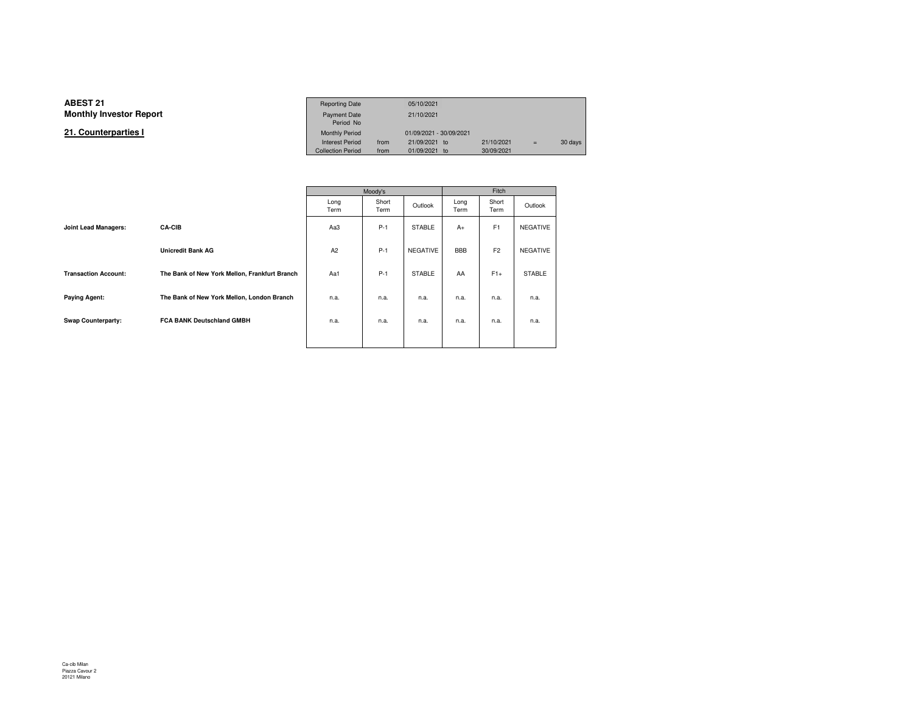**ABEST 21**
**Monthly Investor Report**

## 21. Counterparties I

| | | | | | |
|---|---|---|---|---|---|
| Reporting Date | | 05/10/2021 | | | |
| Payment Date | | 21/10/2021 | | | |
| Period No | | | | | |
| Monthly Period | | 01/09/2021 - 30/09/2021 | | | |
| Interest Period | from | 21/09/2021 to | 21/10/2021 | = | 30 days |
| Collection Period | from | 01/09/2021 to | 30/09/2021 | | |

| | | Moody's | | | Fitch | | |
|---|---|---|---|---|---|---|---|
| | | Long Term | Short Term | Outlook | Long Term | Short Term | Outlook |
| **Joint Lead Managers:** | **CA-CIB** | Aa3 | P-1 | STABLE | A+ | F1 | NEGATIVE |
| | **Unicredit Bank AG** | A2 | P-1 | NEGATIVE | BBB | F2 | NEGATIVE |
| **Transaction Account:** | **The Bank of New York Mellon, Frankfurt Branch** | Aa1 | P-1 | STABLE | AA | F1+ | STABLE |
| **Paying Agent:** | **The Bank of New York Mellon, London Branch** | n.a. | n.a. | n.a. | n.a. | n.a. | n.a. |
| **Swap Counterparty:** | **FCA BANK Deutschland GMBH** | n.a. | n.a. | n.a. | n.a. | n.a. | n.a. |

Ca-cib Milan
Piazza Cavour 2
20121 Milano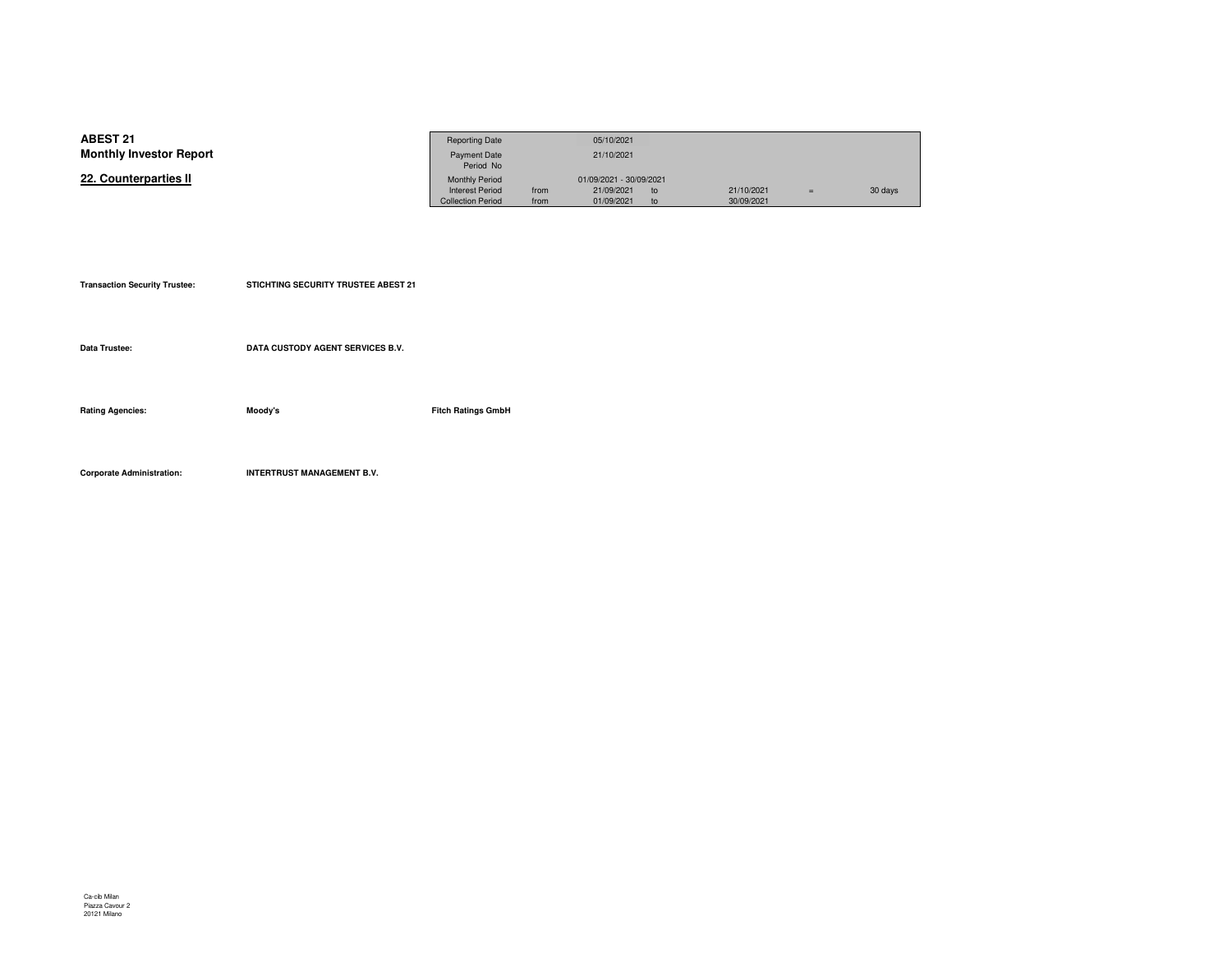**ABEST 21**
**Monthly Investor Report**

## 22. Counterparties II

| Reporting Date | | 05/10/2021 | | | | |
|---|---|---|---|---|---|---|
| Payment Date | | 21/10/2021 | | | | |
| Period No | | | | | | |
| Monthly Period | | 01/09/2021 - 30/09/2021 | | | | |
| Interest Period | from | 21/09/2021 | to | 21/10/2021 | = | 30 days |
| Collection Period | from | 01/09/2021 | to | 30/09/2021 | | |

| | | |
|---|---|---|
| **Transaction Security Trustee:** | **STICHTING SECURITY TRUSTEE ABEST 21** | |
| **Data Trustee:** | **DATA CUSTODY AGENT SERVICES B.V.** | |
| **Rating Agencies:** | **Moody's** | **Fitch Ratings GmbH** |
| **Corporate Administration:** | **INTERTRUST MANAGEMENT B.V.** | |

Ca-cib Milan
Piazza Cavour 2
20121 Milano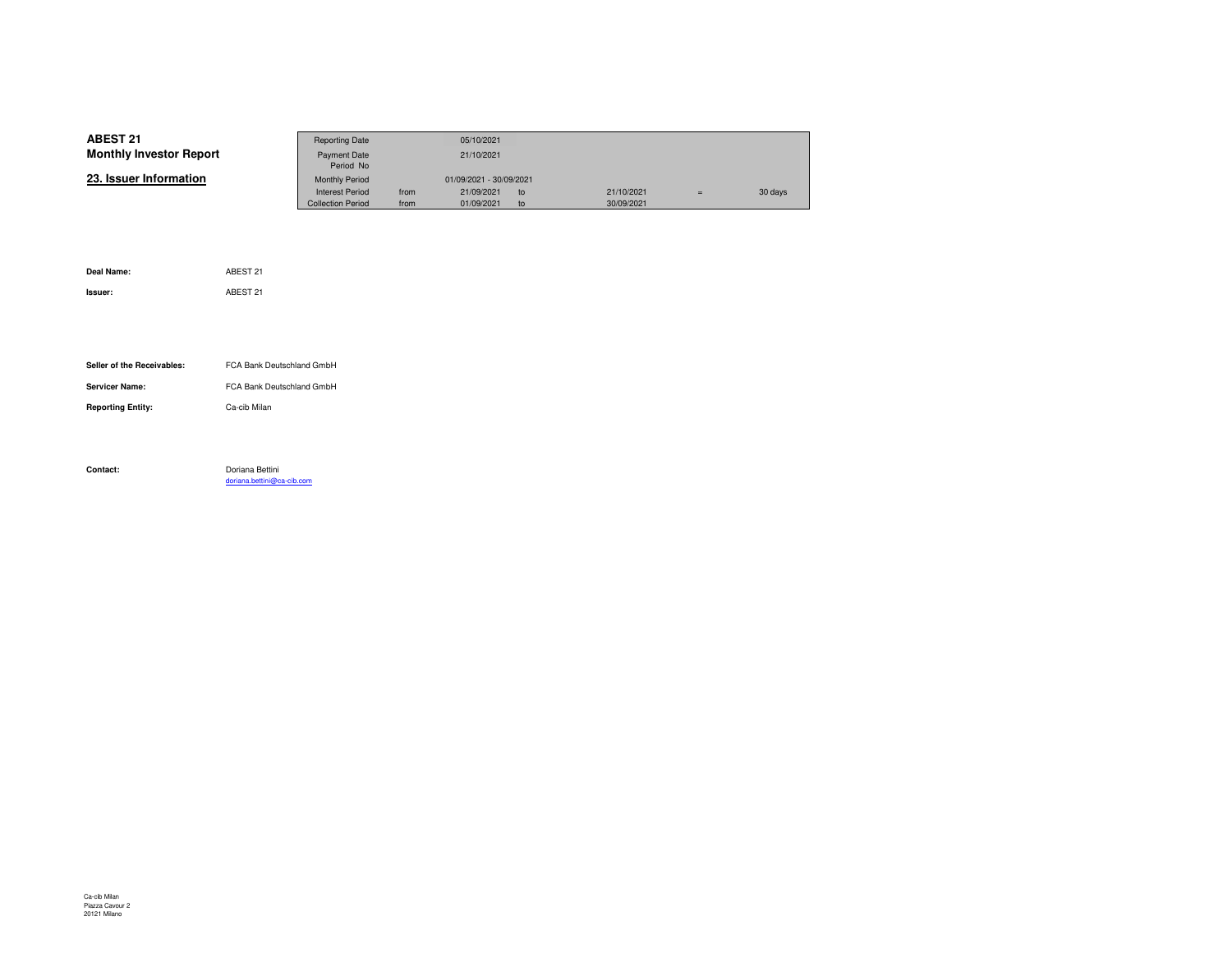**ABEST 21**
**Monthly Investor Report**

## 23. Issuer Information

| | | | | | | |
|---|---|---|---|---|---|---|
| Reporting Date | | 05/10/2021 | | | | |
| Payment Date | | 21/10/2021 | | | | |
| Period No | | | | | | |
| Monthly Period | | 01/09/2021 - 30/09/2021 | | | | |
| Interest Period | from | 21/09/2021 | to | 21/10/2021 | = | 30 days |
| Collection Period | from | 01/09/2021 | to | 30/09/2021 | | |

**Deal Name:** ABEST 21

**Issuer:** ABEST 21

**Seller of the Receivables:** FCA Bank Deutschland GmbH

**Servicer Name:** FCA Bank Deutschland GmbH

**Reporting Entity:** Ca-cib Milan

**Contact:** Doriana Bettini
doriana.bettini@ca-cib.com

Ca-cib Milan
Piazza Cavour 2
20121 Milano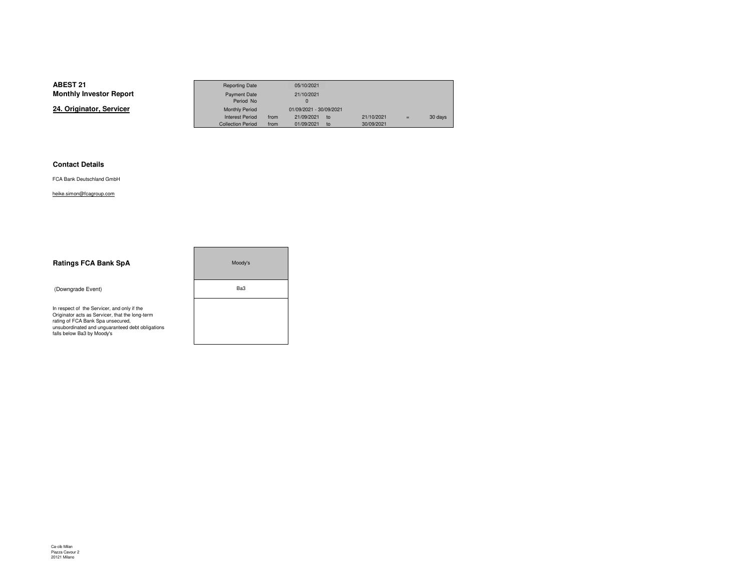**ABEST 21**
**Monthly Investor Report**

## 24. Originator, Servicer

| Reporting Date | | 05/10/2021 | | | | |
|---|---|---|---|---|---|---|
| Payment Date | | 21/10/2021 | | | | |
| Period No | | 0 | | | | |
| Monthly Period | | 01/09/2021 - 30/09/2021 | | | | |
| Interest Period | from | 21/09/2021 | to | 21/10/2021 | = | 30 days |
| Collection Period | from | 01/09/2021 | to | 30/09/2021 | | |

### Contact Details

FCA Bank Deutschland GmbH

heike.simon@fcagroup.com

### Ratings FCA Bank SpA

| | Moody's |
|---|---|
| (Downgrade Event) | Ba3 |
| In respect of the Servicer, and only if the Originator acts as Servicer, that the long-term rating of FCA Bank Spa unsecured, unsubordinated and unguaranteed debt obligations falls below Ba3 by Moody's | |

Ca-cib Milan
Piazza Cavour 2
20121 Milano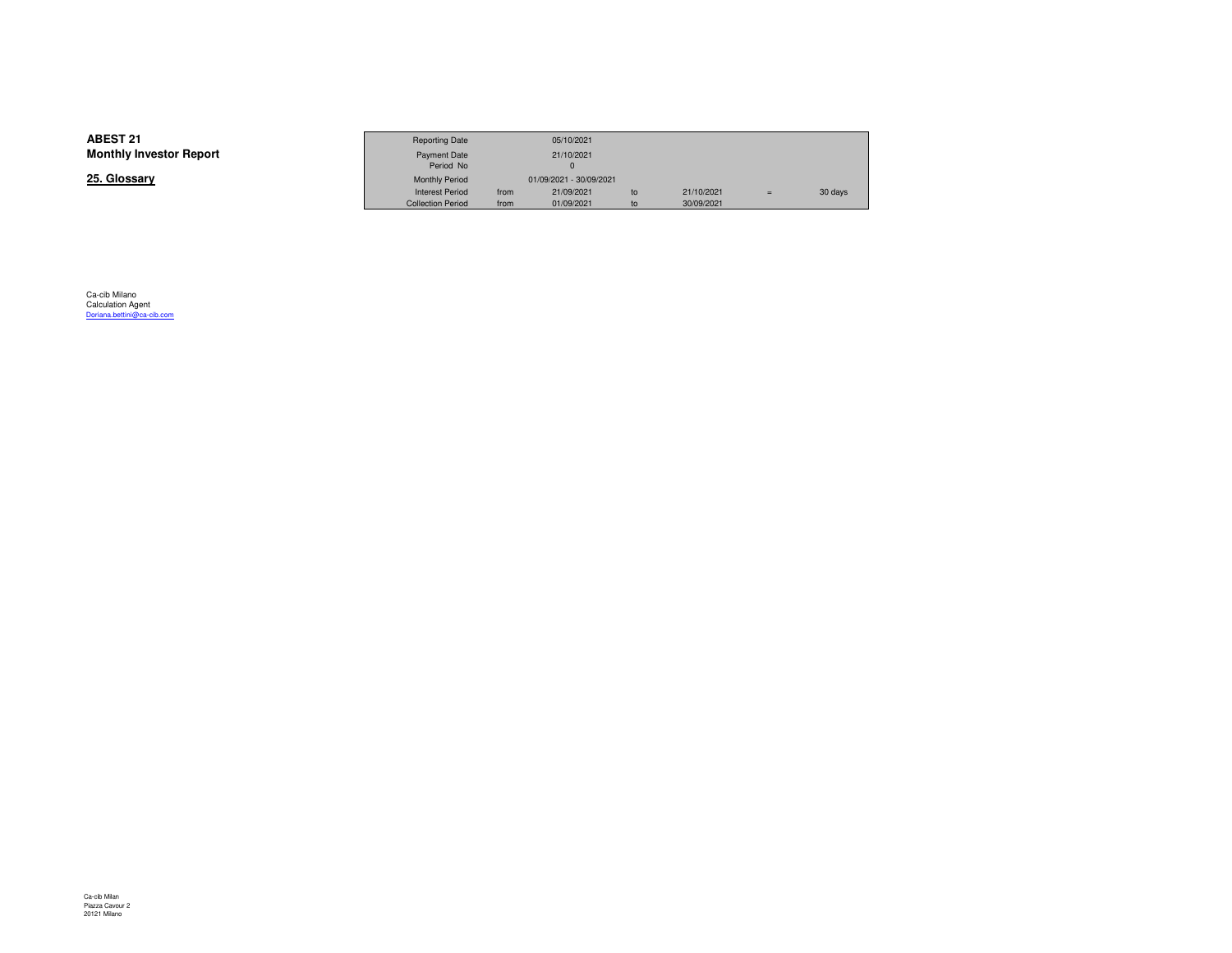**ABEST 21**
**Monthly Investor Report**

## 25. Glossary

| | | | | | | |
|---|---|---|---|---|---|---|
| Reporting Date | | 05/10/2021 | | | | |
| Payment Date | | 21/10/2021 | | | | |
| Period No | | 0 | | | | |
| Monthly Period | | 01/09/2021 - 30/09/2021 | | | | |
| Interest Period | from | 21/09/2021 | to | 21/10/2021 | = | 30 days |
| Collection Period | from | 01/09/2021 | to | 30/09/2021 | | |

Ca-cib Milano
Calculation Agent
Doriana.bettini@ca-cib.com

Ca-cib Milan
Piazza Cavour 2
20121 Milano